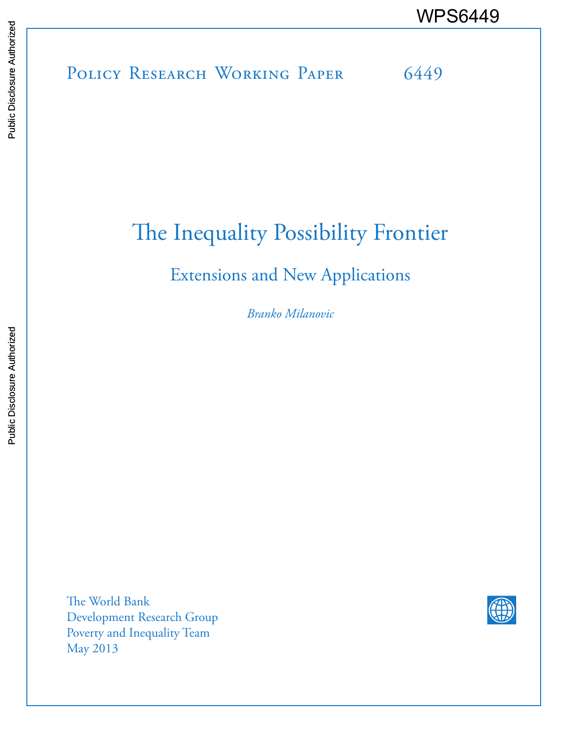WPS6449

Policy Research Working Paper 6449

# The Inequality Possibility Frontier

## Extensions and New Applications

*Branko Milanovic*

The World Bank
Development Research Group
Poverty and Inequality Team
May 2013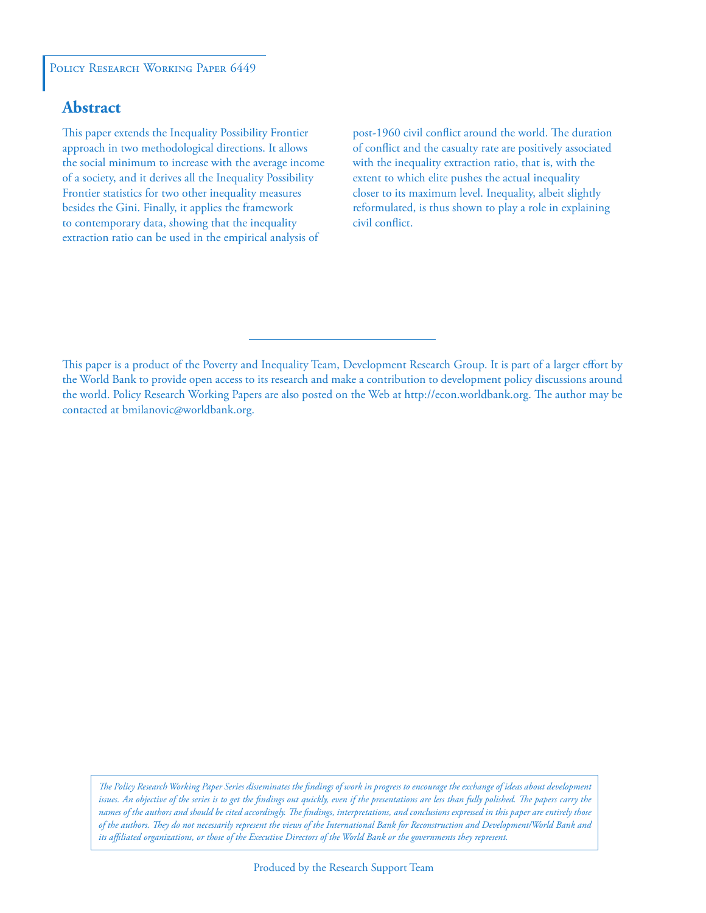Policy Research Working Paper 6449

## Abstract

This paper extends the Inequality Possibility Frontier approach in two methodological directions. It allows the social minimum to increase with the average income of a society, and it derives all the Inequality Possibility Frontier statistics for two other inequality measures besides the Gini. Finally, it applies the framework to contemporary data, showing that the inequality extraction ratio can be used in the empirical analysis of post-1960 civil conflict around the world. The duration of conflict and the casualty rate are positively associated with the inequality extraction ratio, that is, with the extent to which elite pushes the actual inequality closer to its maximum level. Inequality, albeit slightly reformulated, is thus shown to play a role in explaining civil conflict.

This paper is a product of the Poverty and Inequality Team, Development Research Group. It is part of a larger effort by the World Bank to provide open access to its research and make a contribution to development policy discussions around the world. Policy Research Working Papers are also posted on the Web at http://econ.worldbank.org. The author may be contacted at bmilanovic@worldbank.org.

*The Policy Research Working Paper Series disseminates the findings of work in progress to encourage the exchange of ideas about development issues. An objective of the series is to get the findings out quickly, even if the presentations are less than fully polished. The papers carry the names of the authors and should be cited accordingly. The findings, interpretations, and conclusions expressed in this paper are entirely those of the authors. They do not necessarily represent the views of the International Bank for Reconstruction and Development/World Bank and its affiliated organizations, or those of the Executive Directors of the World Bank or the governments they represent.*

Produced by the Research Support Team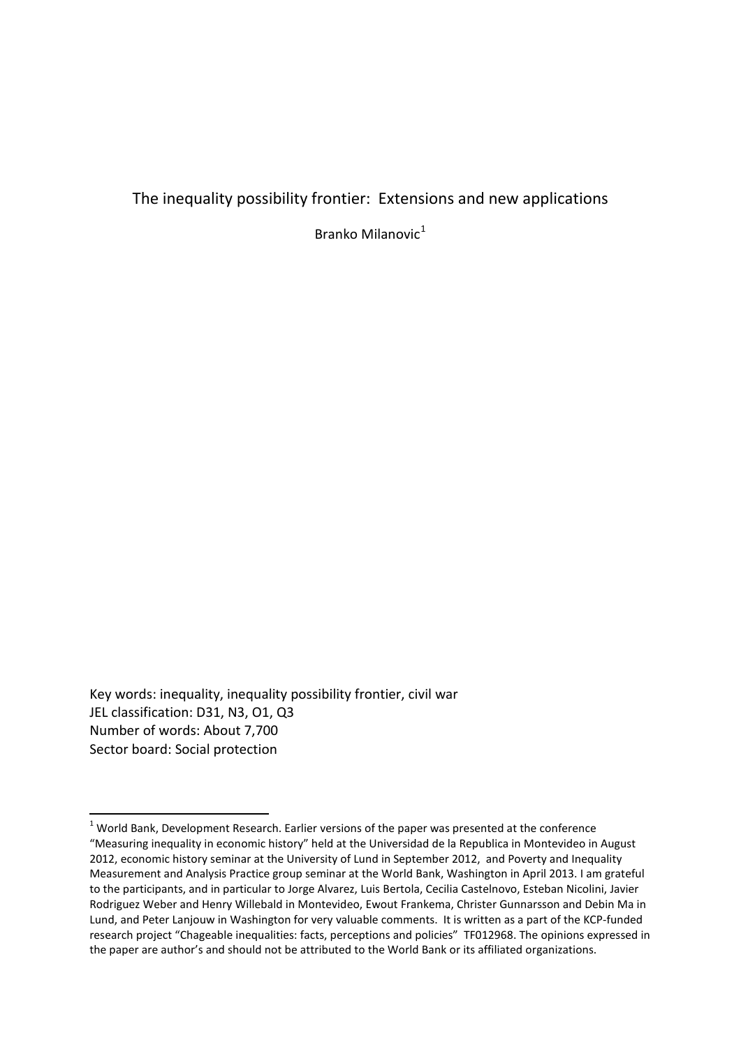# The inequality possibility frontier: Extensions and new applications

Branko Milanovic[1]

Key words: inequality, inequality possibility frontier, civil war
JEL classification: D31, N3, O1, Q3
Number of words: About 7,700
Sector board: Social protection

---

[1] World Bank, Development Research. Earlier versions of the paper was presented at the conference "Measuring inequality in economic history" held at the Universidad de la Republica in Montevideo in August 2012, economic history seminar at the University of Lund in September 2012, and Poverty and Inequality Measurement and Analysis Practice group seminar at the World Bank, Washington in April 2013. I am grateful to the participants, and in particular to Jorge Alvarez, Luis Bertola, Cecilia Castelnovo, Esteban Nicolini, Javier Rodriguez Weber and Henry Willebald in Montevideo, Ewout Frankema, Christer Gunnarsson and Debin Ma in Lund, and Peter Lanjouw in Washington for very valuable comments. It is written as a part of the KCP-funded research project "Chageable inequalities: facts, perceptions and policies" TF012968. The opinions expressed in the paper are author's and should not be attributed to the World Bank or its affiliated organizations.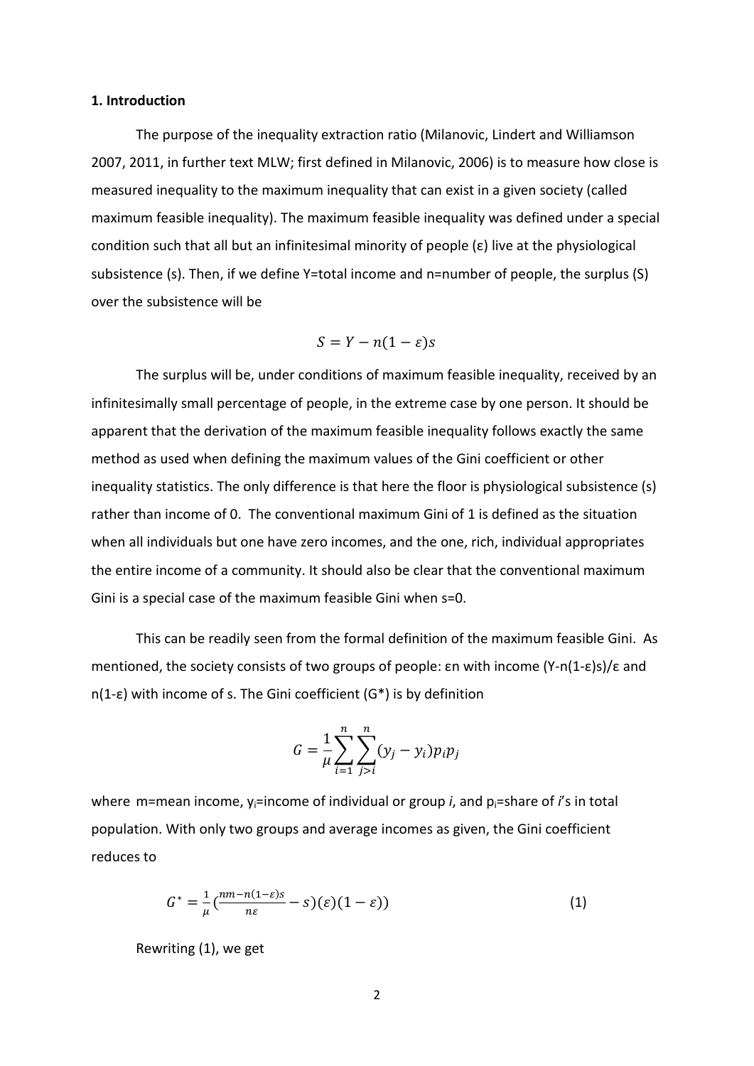### 1. Introduction

The purpose of the inequality extraction ratio (Milanovic, Lindert and Williamson 2007, 2011, in further text MLW; first defined in Milanovic, 2006) is to measure how close is measured inequality to the maximum inequality that can exist in a given society (called maximum feasible inequality). The maximum feasible inequality was defined under a special condition such that all but an infinitesimal minority of people (ε) live at the physiological subsistence (s). Then, if we define Y=total income and n=number of people, the surplus (S) over the subsistence will be

$$S = Y - n(1-\varepsilon)s$$

The surplus will be, under conditions of maximum feasible inequality, received by an infinitesimally small percentage of people, in the extreme case by one person. It should be apparent that the derivation of the maximum feasible inequality follows exactly the same method as used when defining the maximum values of the Gini coefficient or other inequality statistics. The only difference is that here the floor is physiological subsistence (s) rather than income of 0. The conventional maximum Gini of 1 is defined as the situation when all individuals but one have zero incomes, and the one, rich, individual appropriates the entire income of a community. It should also be clear that the conventional maximum Gini is a special case of the maximum feasible Gini when s=0.

This can be readily seen from the formal definition of the maximum feasible Gini. As mentioned, the society consists of two groups of people: εn with income (Y-n(1-ε)s)/ε and n(1-ε) with income of s. The Gini coefficient (G*) is by definition

$$G = \frac{1}{\mu}\sum_{i=1}^{n}\sum_{j>i}^{n}(y_j - y_i)p_i p_j$$

where m=mean income, $y_i$=income of individual or group *i*, and $p_i$=share of *i*'s in total population. With only two groups and average incomes as given, the Gini coefficient reduces to

$$G^* = \frac{1}{\mu}\left(\frac{nm-n(1-\varepsilon)s}{n\varepsilon} - s\right)(\varepsilon)(1-\varepsilon)) \qquad (1)$$

Rewriting (1), we get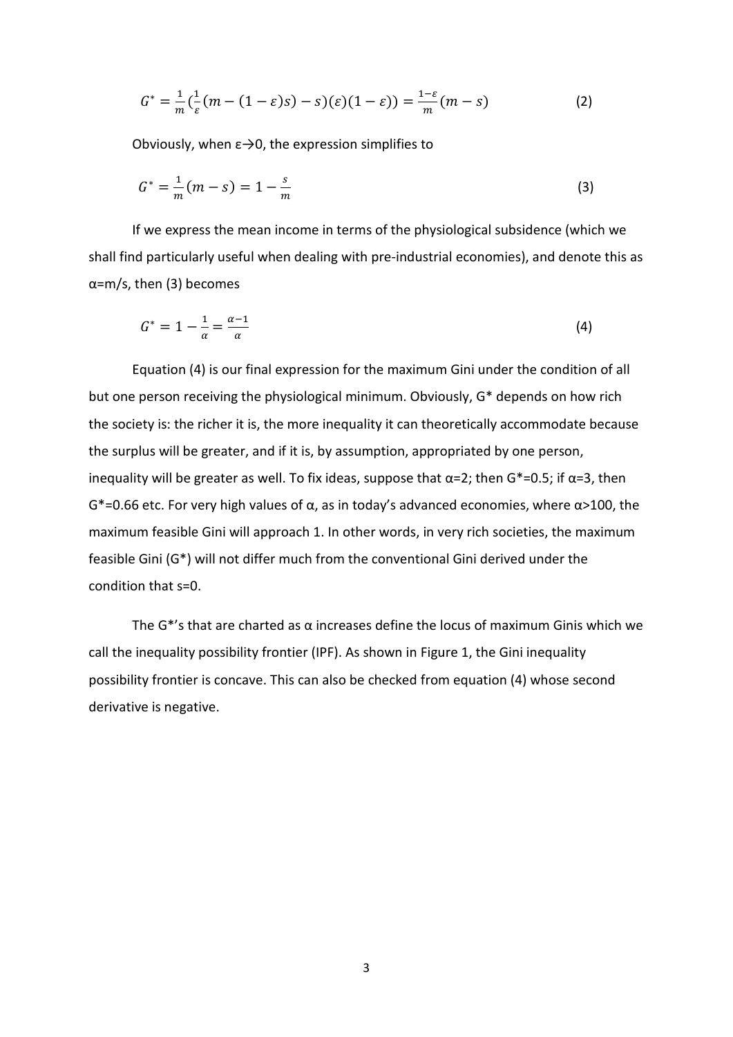$$G^* = \frac{1}{m}\left(\frac{1}{\varepsilon}(m-(1-\varepsilon)s)-s)(\varepsilon)(1-\varepsilon)\right) = \frac{1-\varepsilon}{m}(m-s) \tag{2}$$

Obviously, when ε→0, the expression simplifies to

$$G^* = \frac{1}{m}(m-s) = 1 - \frac{s}{m} \tag{3}$$

If we express the mean income in terms of the physiological subsidence (which we shall find particularly useful when dealing with pre-industrial economies), and denote this as $\alpha=m/s$, then (3) becomes

$$G^* = 1 - \frac{1}{\alpha} = \frac{\alpha-1}{\alpha} \tag{4}$$

Equation (4) is our final expression for the maximum Gini under the condition of all but one person receiving the physiological minimum. Obviously, G* depends on how rich the society is: the richer it is, the more inequality it can theoretically accommodate because the surplus will be greater, and if it is, by assumption, appropriated by one person, inequality will be greater as well. To fix ideas, suppose that $\alpha=2$; then $G^*=0.5$; if $\alpha=3$, then $G^*=0.66$ etc. For very high values of α, as in today's advanced economies, where $\alpha>100$, the maximum feasible Gini will approach 1. In other words, in very rich societies, the maximum feasible Gini (G*) will not differ much from the conventional Gini derived under the condition that $s=0$.

The G*'s that are charted as α increases define the locus of maximum Ginis which we call the inequality possibility frontier (IPF). As shown in Figure 1, the Gini inequality possibility frontier is concave. This can also be checked from equation (4) whose second derivative is negative.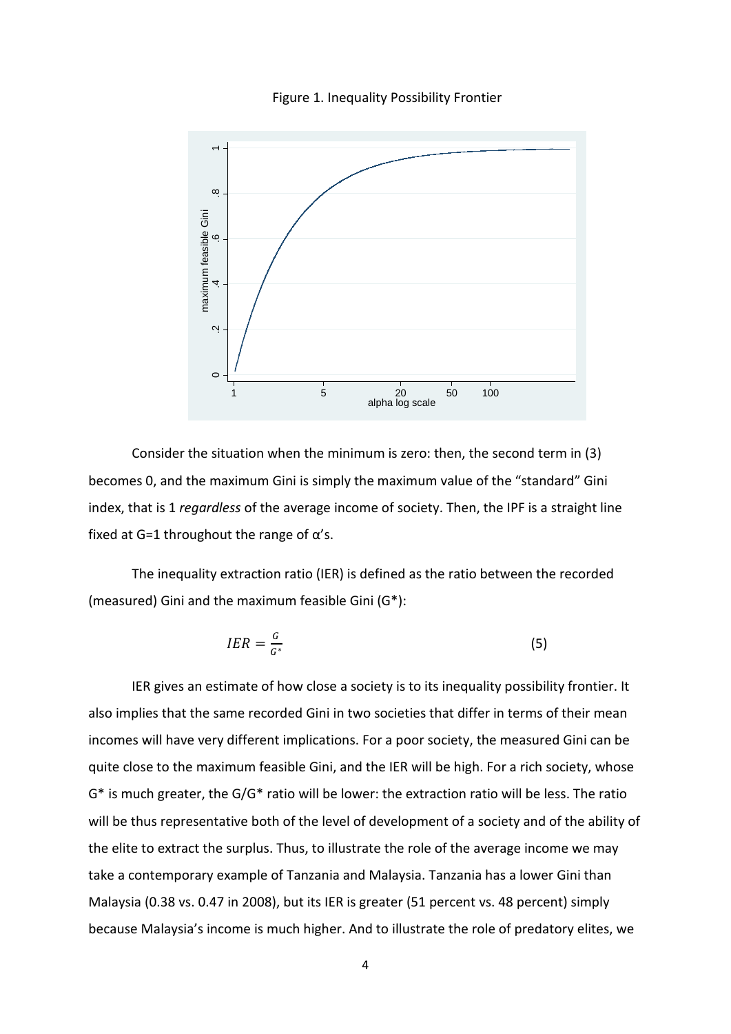Figure 1. Inequality Possibility Frontier

Consider the situation when the minimum is zero: then, the second term in (3) becomes 0, and the maximum Gini is simply the maximum value of the "standard" Gini index, that is 1 *regardless* of the average income of society. Then, the IPF is a straight line fixed at G=1 throughout the range of α's.

The inequality extraction ratio (IER) is defined as the ratio between the recorded (measured) Gini and the maximum feasible Gini (G*):

$$IER = \frac{G}{G^*} \tag{5}$$

IER gives an estimate of how close a society is to its inequality possibility frontier. It also implies that the same recorded Gini in two societies that differ in terms of their mean incomes will have very different implications. For a poor society, the measured Gini can be quite close to the maximum feasible Gini, and the IER will be high. For a rich society, whose G* is much greater, the G/G* ratio will be lower: the extraction ratio will be less. The ratio will be thus representative both of the level of development of a society and of the ability of the elite to extract the surplus. Thus, to illustrate the role of the average income we may take a contemporary example of Tanzania and Malaysia. Tanzania has a lower Gini than Malaysia (0.38 vs. 0.47 in 2008), but its IER is greater (51 percent vs. 48 percent) simply because Malaysia's income is much higher. And to illustrate the role of predatory elites, we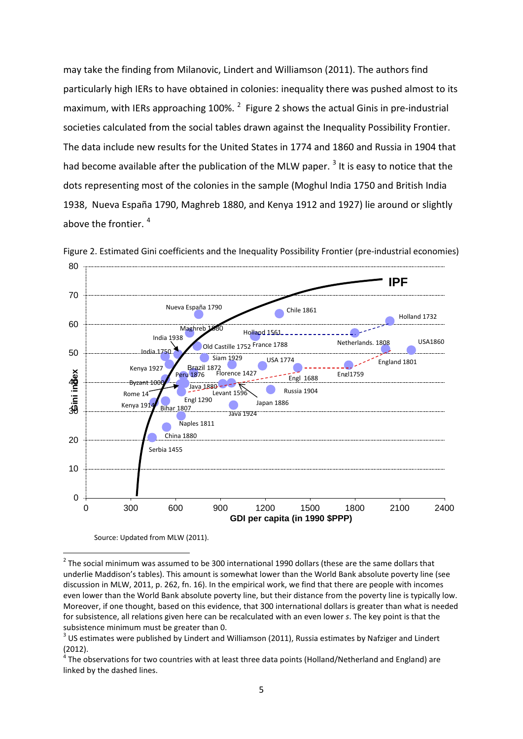may take the finding from Milanovic, Lindert and Williamson (2011). The authors find particularly high IERs to have obtained in colonies: inequality there was pushed almost to its maximum, with IERs approaching 100%. [2] Figure 2 shows the actual Ginis in pre-industrial societies calculated from the social tables drawn against the Inequality Possibility Frontier. The data include new results for the United States in 1774 and 1860 and Russia in 1904 that had become available after the publication of the MLW paper. [3] It is easy to notice that the dots representing most of the colonies in the sample (Moghul India 1750 and British India 1938, Nueva España 1790, Maghreb 1880, and Kenya 1912 and 1927) lie around or slightly above the frontier. [4]

Figure 2. Estimated Gini coefficients and the Inequality Possibility Frontier (pre-industrial economies)

Source: Updated from MLW (2011).

---

[2] The social minimum was assumed to be 300 international 1990 dollars (these are the same dollars that underlie Maddison's tables). This amount is somewhat lower than the World Bank absolute poverty line (see discussion in MLW, 2011, p. 262, fn. 16). In the empirical work, we find that there are people with incomes even lower than the World Bank absolute poverty line, but their distance from the poverty line is typically low. Moreover, if one thought, based on this evidence, that 300 international dollars is greater than what is needed for subsistence, all relations given here can be recalculated with an even lower *s*. The key point is that the subsistence minimum must be greater than 0.

[3] US estimates were published by Lindert and Williamson (2011), Russia estimates by Nafziger and Lindert (2012).

[4] The observations for two countries with at least three data points (Holland/Netherland and England) are linked by the dashed lines.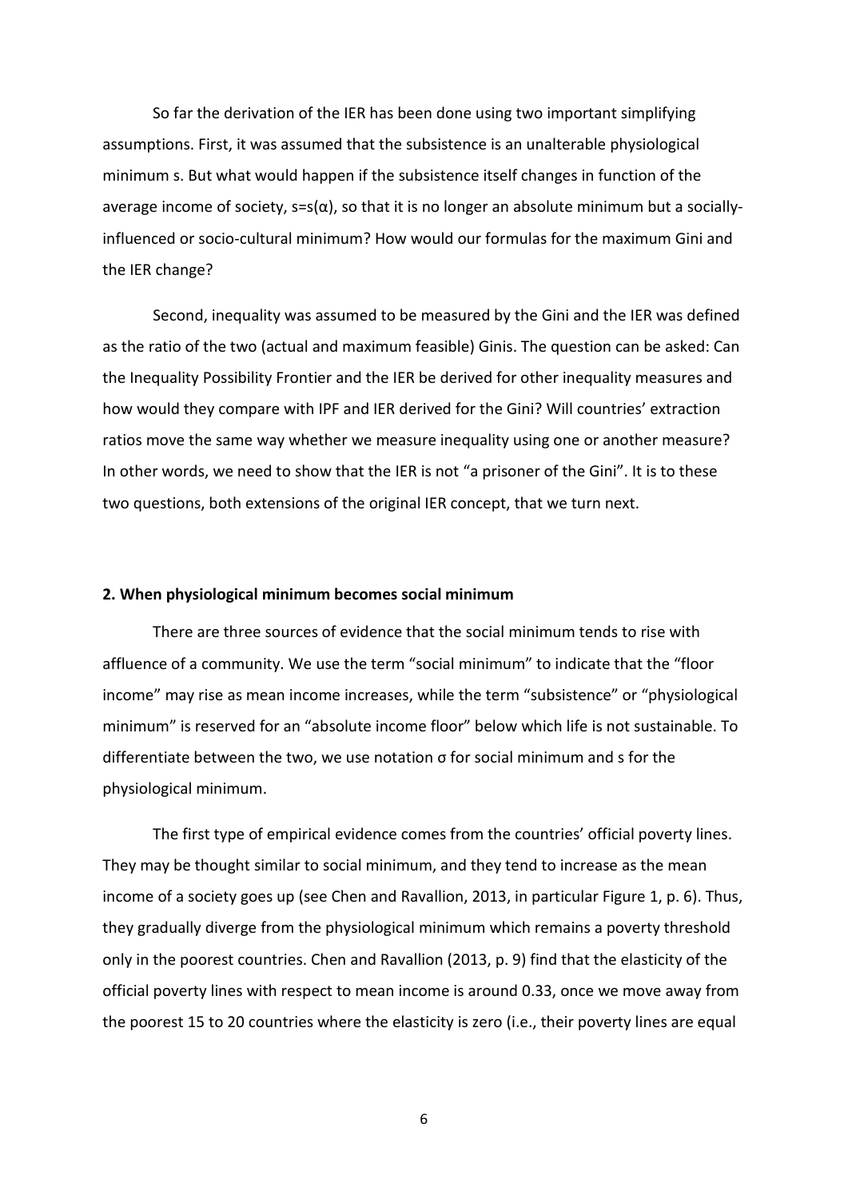So far the derivation of the IER has been done using two important simplifying assumptions. First, it was assumed that the subsistence is an unalterable physiological minimum s. But what would happen if the subsistence itself changes in function of the average income of society, $s=s(\alpha)$, so that it is no longer an absolute minimum but a socially-influenced or socio-cultural minimum? How would our formulas for the maximum Gini and the IER change?

Second, inequality was assumed to be measured by the Gini and the IER was defined as the ratio of the two (actual and maximum feasible) Ginis. The question can be asked: Can the Inequality Possibility Frontier and the IER be derived for other inequality measures and how would they compare with IPF and IER derived for the Gini? Will countries' extraction ratios move the same way whether we measure inequality using one or another measure? In other words, we need to show that the IER is not "a prisoner of the Gini". It is to these two questions, both extensions of the original IER concept, that we turn next.

## 2. When physiological minimum becomes social minimum

There are three sources of evidence that the social minimum tends to rise with affluence of a community. We use the term "social minimum" to indicate that the "floor income" may rise as mean income increases, while the term "subsistence" or "physiological minimum" is reserved for an "absolute income floor" below which life is not sustainable. To differentiate between the two, we use notation $\sigma$ for social minimum and s for the physiological minimum.

The first type of empirical evidence comes from the countries' official poverty lines. They may be thought similar to social minimum, and they tend to increase as the mean income of a society goes up (see Chen and Ravallion, 2013, in particular Figure 1, p. 6). Thus, they gradually diverge from the physiological minimum which remains a poverty threshold only in the poorest countries. Chen and Ravallion (2013, p. 9) find that the elasticity of the official poverty lines with respect to mean income is around 0.33, once we move away from the poorest 15 to 20 countries where the elasticity is zero (i.e., their poverty lines are equal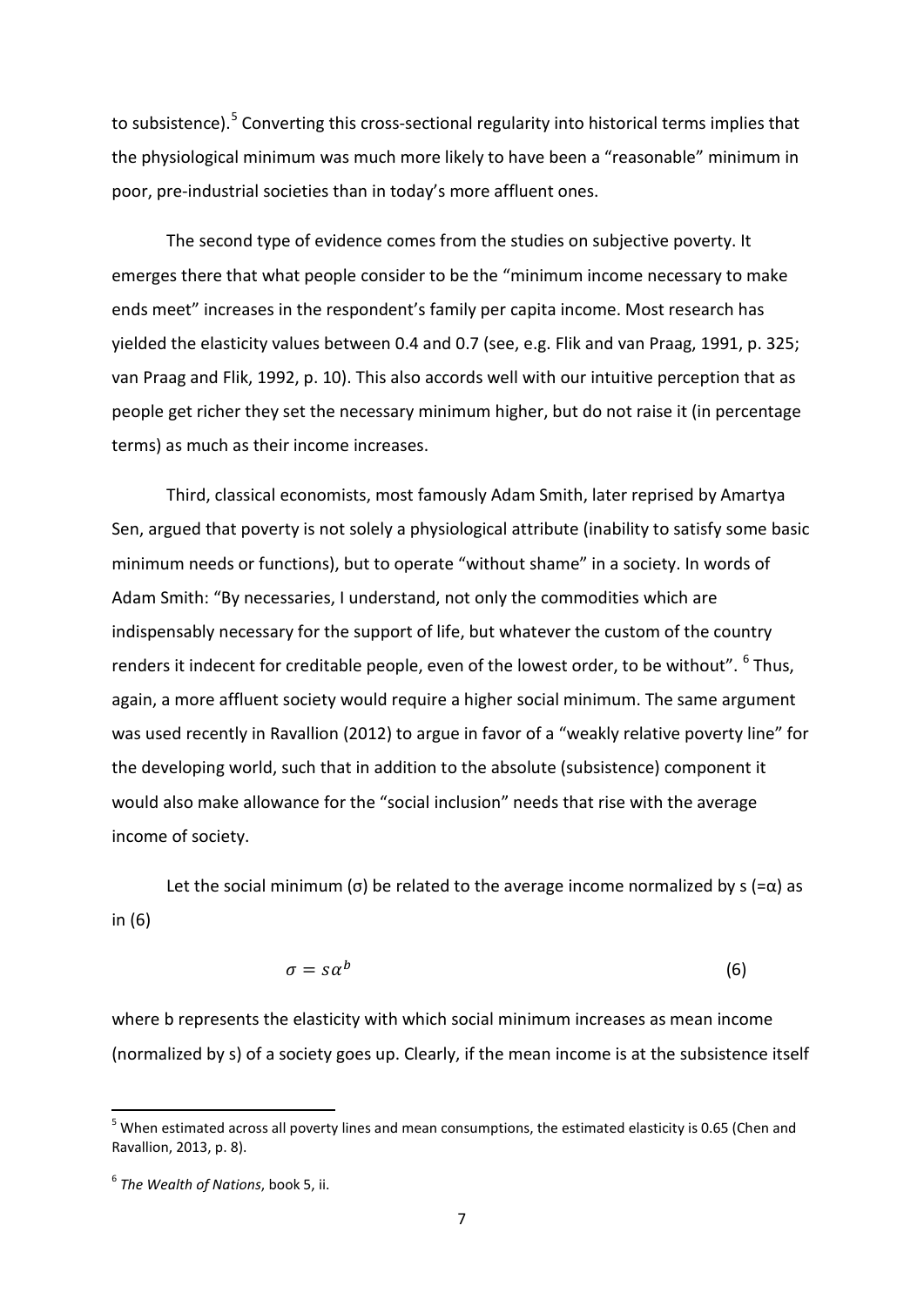to subsistence).[5] Converting this cross-sectional regularity into historical terms implies that the physiological minimum was much more likely to have been a "reasonable" minimum in poor, pre-industrial societies than in today's more affluent ones.

The second type of evidence comes from the studies on subjective poverty. It emerges there that what people consider to be the "minimum income necessary to make ends meet" increases in the respondent's family per capita income. Most research has yielded the elasticity values between 0.4 and 0.7 (see, e.g. Flik and van Praag, 1991, p. 325; van Praag and Flik, 1992, p. 10). This also accords well with our intuitive perception that as people get richer they set the necessary minimum higher, but do not raise it (in percentage terms) as much as their income increases.

Third, classical economists, most famously Adam Smith, later reprised by Amartya Sen, argued that poverty is not solely a physiological attribute (inability to satisfy some basic minimum needs or functions), but to operate "without shame" in a society. In words of Adam Smith: "By necessaries, I understand, not only the commodities which are indispensably necessary for the support of life, but whatever the custom of the country renders it indecent for creditable people, even of the lowest order, to be without". [6] Thus, again, a more affluent society would require a higher social minimum. The same argument was used recently in Ravallion (2012) to argue in favor of a "weakly relative poverty line" for the developing world, such that in addition to the absolute (subsistence) component it would also make allowance for the "social inclusion" needs that rise with the average income of society.

Let the social minimum ($\sigma$) be related to the average income normalized by s ($=\alpha$) as in (6)

$$\sigma = s\alpha^b \qquad (6)$$

where b represents the elasticity with which social minimum increases as mean income (normalized by s) of a society goes up. Clearly, if the mean income is at the subsistence itself

---

[5] When estimated across all poverty lines and mean consumptions, the estimated elasticity is 0.65 (Chen and Ravallion, 2013, p. 8).

[6] *The Wealth of Nations*, book 5, ii.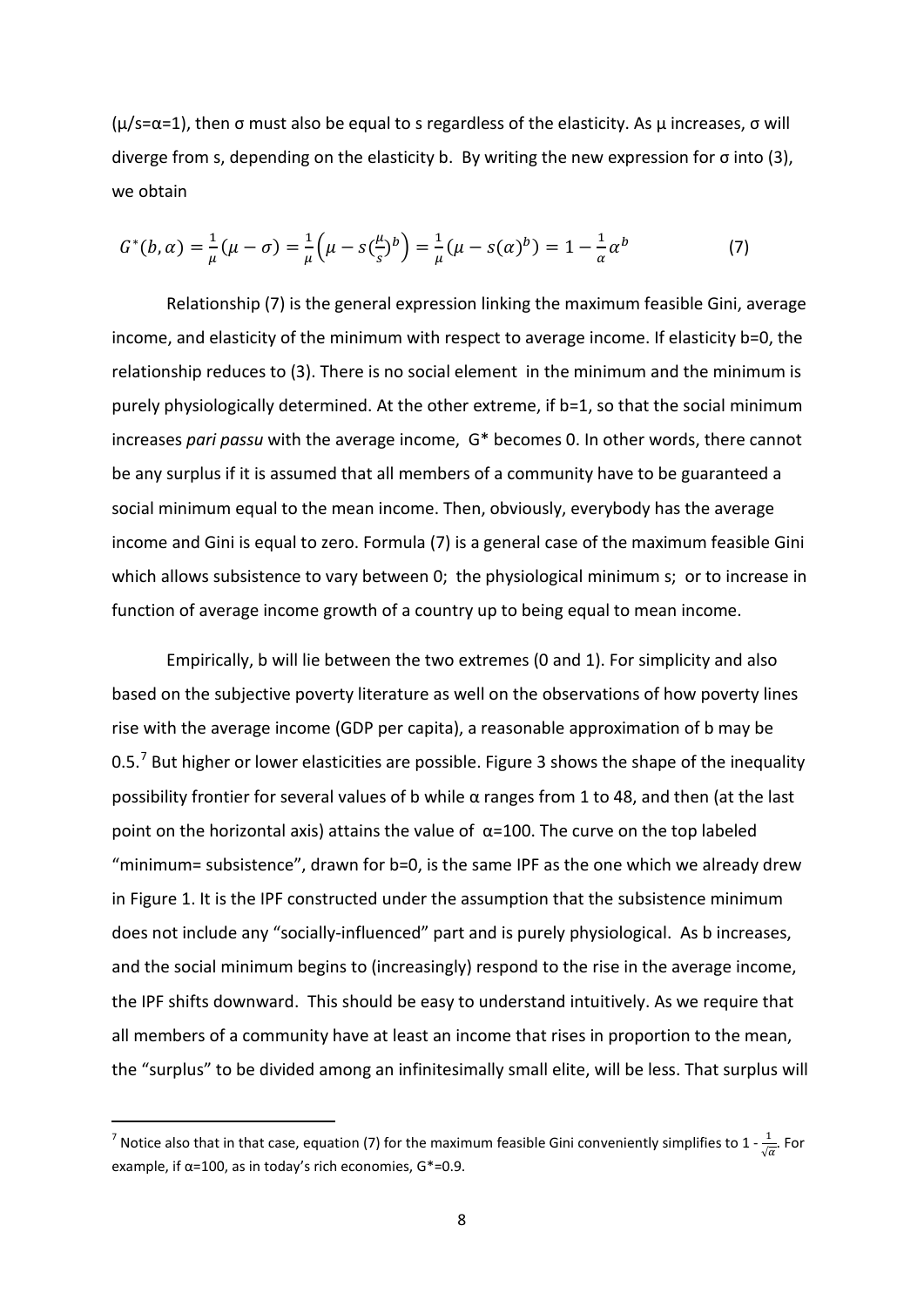($\mu/s=\alpha=1$), then $\sigma$ must also be equal to s regardless of the elasticity. As $\mu$ increases, $\sigma$ will diverge from s, depending on the elasticity b. By writing the new expression for $\sigma$ into (3), we obtain

$$G^*(b,\alpha) = \frac{1}{\mu}(\mu - \sigma) = \frac{1}{\mu}\left(\mu - s(\frac{\mu}{s})^b\right) = \frac{1}{\mu}(\mu - s(\alpha)^b) = 1 - \frac{1}{\alpha}\alpha^b \qquad (7)$$

Relationship (7) is the general expression linking the maximum feasible Gini, average income, and elasticity of the minimum with respect to average income. If elasticity b=0, the relationship reduces to (3). There is no social element in the minimum and the minimum is purely physiologically determined. At the other extreme, if b=1, so that the social minimum increases *pari passu* with the average income, G* becomes 0. In other words, there cannot be any surplus if it is assumed that all members of a community have to be guaranteed a social minimum equal to the mean income. Then, obviously, everybody has the average income and Gini is equal to zero. Formula (7) is a general case of the maximum feasible Gini which allows subsistence to vary between 0; the physiological minimum s; or to increase in function of average income growth of a country up to being equal to mean income.

Empirically, b will lie between the two extremes (0 and 1). For simplicity and also based on the subjective poverty literature as well on the observations of how poverty lines rise with the average income (GDP per capita), a reasonable approximation of b may be 0.5.[7] But higher or lower elasticities are possible. Figure 3 shows the shape of the inequality possibility frontier for several values of b while $\alpha$ ranges from 1 to 48, and then (at the last point on the horizontal axis) attains the value of $\alpha=100$. The curve on the top labeled "minimum= subsistence", drawn for b=0, is the same IPF as the one which we already drew in Figure 1. It is the IPF constructed under the assumption that the subsistence minimum does not include any "socially-influenced" part and is purely physiological. As b increases, and the social minimum begins to (increasingly) respond to the rise in the average income, the IPF shifts downward. This should be easy to understand intuitively. As we require that all members of a community have at least an income that rises in proportion to the mean, the "surplus" to be divided among an infinitesimally small elite, will be less. That surplus will

[7] Notice also that in that case, equation (7) for the maximum feasible Gini conveniently simplifies to $1 - \frac{1}{\sqrt{\alpha}}$. For example, if $\alpha=100$, as in today's rich economies, G*=0.9.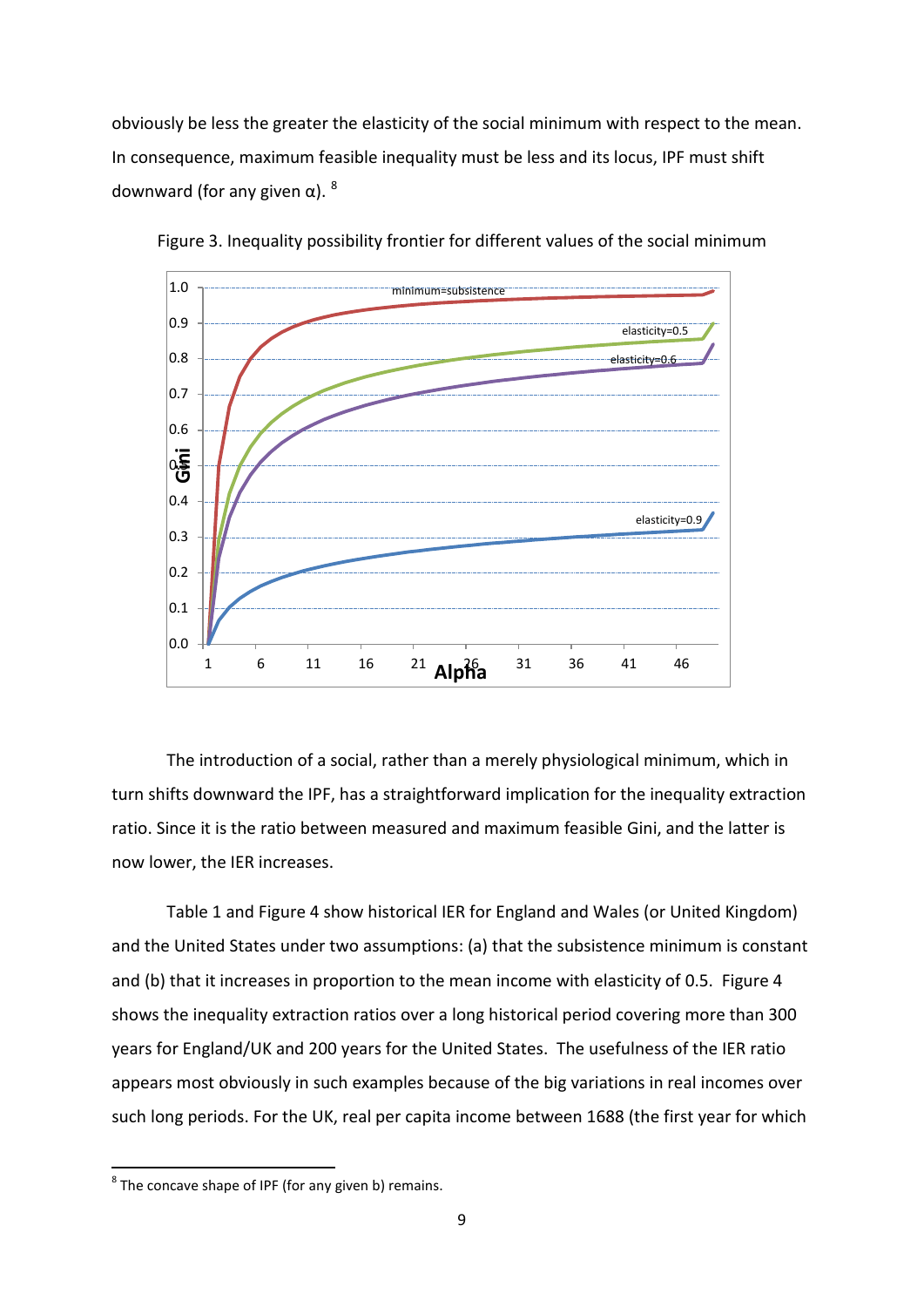obviously be less the greater the elasticity of the social minimum with respect to the mean. In consequence, maximum feasible inequality must be less and its locus, IPF must shift downward (for any given α). [8]

Figure 3. Inequality possibility frontier for different values of the social minimum

The introduction of a social, rather than a merely physiological minimum, which in turn shifts downward the IPF, has a straightforward implication for the inequality extraction ratio. Since it is the ratio between measured and maximum feasible Gini, and the latter is now lower, the IER increases.

Table 1 and Figure 4 show historical IER for England and Wales (or United Kingdom) and the United States under two assumptions: (a) that the subsistence minimum is constant and (b) that it increases in proportion to the mean income with elasticity of 0.5. Figure 4 shows the inequality extraction ratios over a long historical period covering more than 300 years for England/UK and 200 years for the United States. The usefulness of the IER ratio appears most obviously in such examples because of the big variations in real incomes over such long periods. For the UK, real per capita income between 1688 (the first year for which

[8] The concave shape of IPF (for any given b) remains.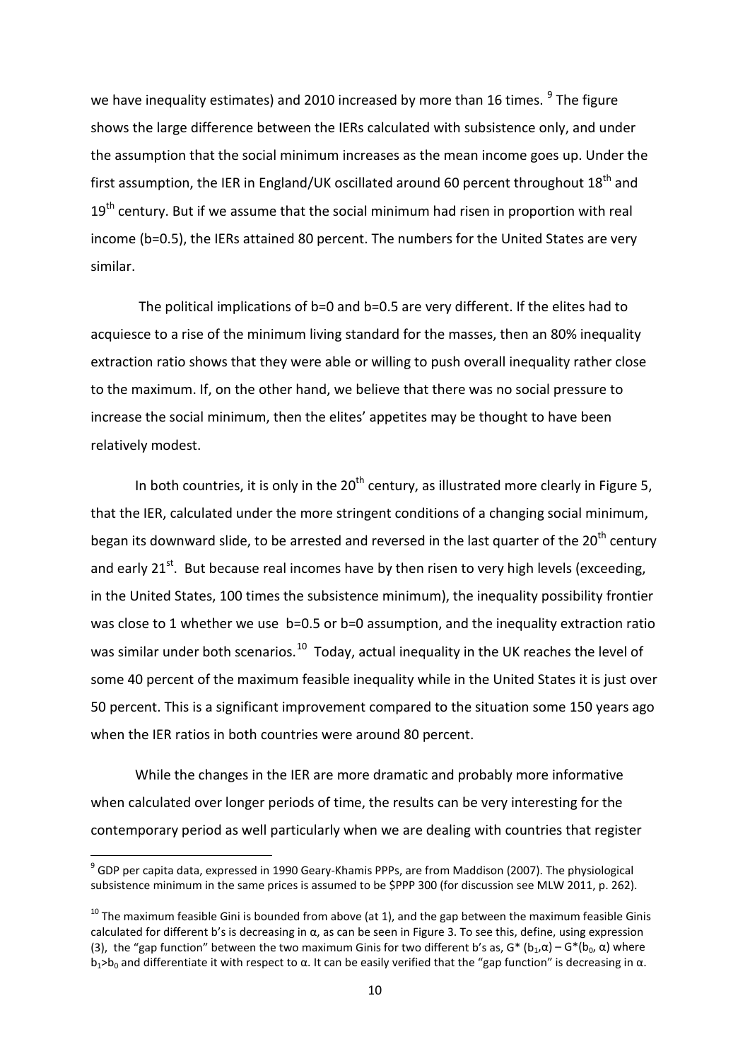we have inequality estimates) and 2010 increased by more than 16 times. [9] The figure shows the large difference between the IERs calculated with subsistence only, and under the assumption that the social minimum increases as the mean income goes up. Under the first assumption, the IER in England/UK oscillated around 60 percent throughout 18th and 19th century. But if we assume that the social minimum had risen in proportion with real income (b=0.5), the IERs attained 80 percent. The numbers for the United States are very similar.

The political implications of b=0 and b=0.5 are very different. If the elites had to acquiesce to a rise of the minimum living standard for the masses, then an 80% inequality extraction ratio shows that they were able or willing to push overall inequality rather close to the maximum. If, on the other hand, we believe that there was no social pressure to increase the social minimum, then the elites' appetites may be thought to have been relatively modest.

In both countries, it is only in the 20th century, as illustrated more clearly in Figure 5, that the IER, calculated under the more stringent conditions of a changing social minimum, began its downward slide, to be arrested and reversed in the last quarter of the 20th century and early 21st. But because real incomes have by then risen to very high levels (exceeding, in the United States, 100 times the subsistence minimum), the inequality possibility frontier was close to 1 whether we use b=0.5 or b=0 assumption, and the inequality extraction ratio was similar under both scenarios. [10] Today, actual inequality in the UK reaches the level of some 40 percent of the maximum feasible inequality while in the United States it is just over 50 percent. This is a significant improvement compared to the situation some 150 years ago when the IER ratios in both countries were around 80 percent.

While the changes in the IER are more dramatic and probably more informative when calculated over longer periods of time, the results can be very interesting for the contemporary period as well particularly when we are dealing with countries that register

---

[9] GDP per capita data, expressed in 1990 Geary-Khamis PPPs, are from Maddison (2007). The physiological subsistence minimum in the same prices is assumed to be $PPP 300 (for discussion see MLW 2011, p. 262).

[10] The maximum feasible Gini is bounded from above (at 1), and the gap between the maximum feasible Ginis calculated for different b's is decreasing in $\alpha$, as can be seen in Figure 3. To see this, define, using expression (3), the "gap function" between the two maximum Ginis for two different b's as, $G^*(b_1,\alpha) - G^*(b_0, \alpha)$ where $b_1 > b_0$ and differentiate it with respect to $\alpha$. It can be easily verified that the "gap function" is decreasing in $\alpha$.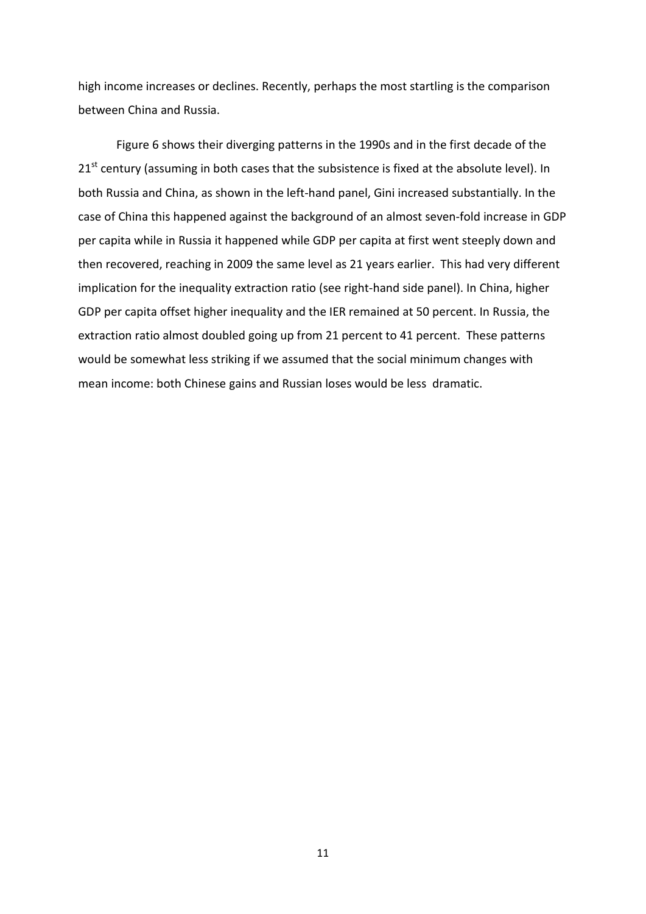high income increases or declines. Recently, perhaps the most startling is the comparison between China and Russia.

Figure 6 shows their diverging patterns in the 1990s and in the first decade of the 21$^{st}$ century (assuming in both cases that the subsistence is fixed at the absolute level). In both Russia and China, as shown in the left-hand panel, Gini increased substantially. In the case of China this happened against the background of an almost seven-fold increase in GDP per capita while in Russia it happened while GDP per capita at first went steeply down and then recovered, reaching in 2009 the same level as 21 years earlier. This had very different implication for the inequality extraction ratio (see right-hand side panel). In China, higher GDP per capita offset higher inequality and the IER remained at 50 percent. In Russia, the extraction ratio almost doubled going up from 21 percent to 41 percent. These patterns would be somewhat less striking if we assumed that the social minimum changes with mean income: both Chinese gains and Russian loses would be less dramatic.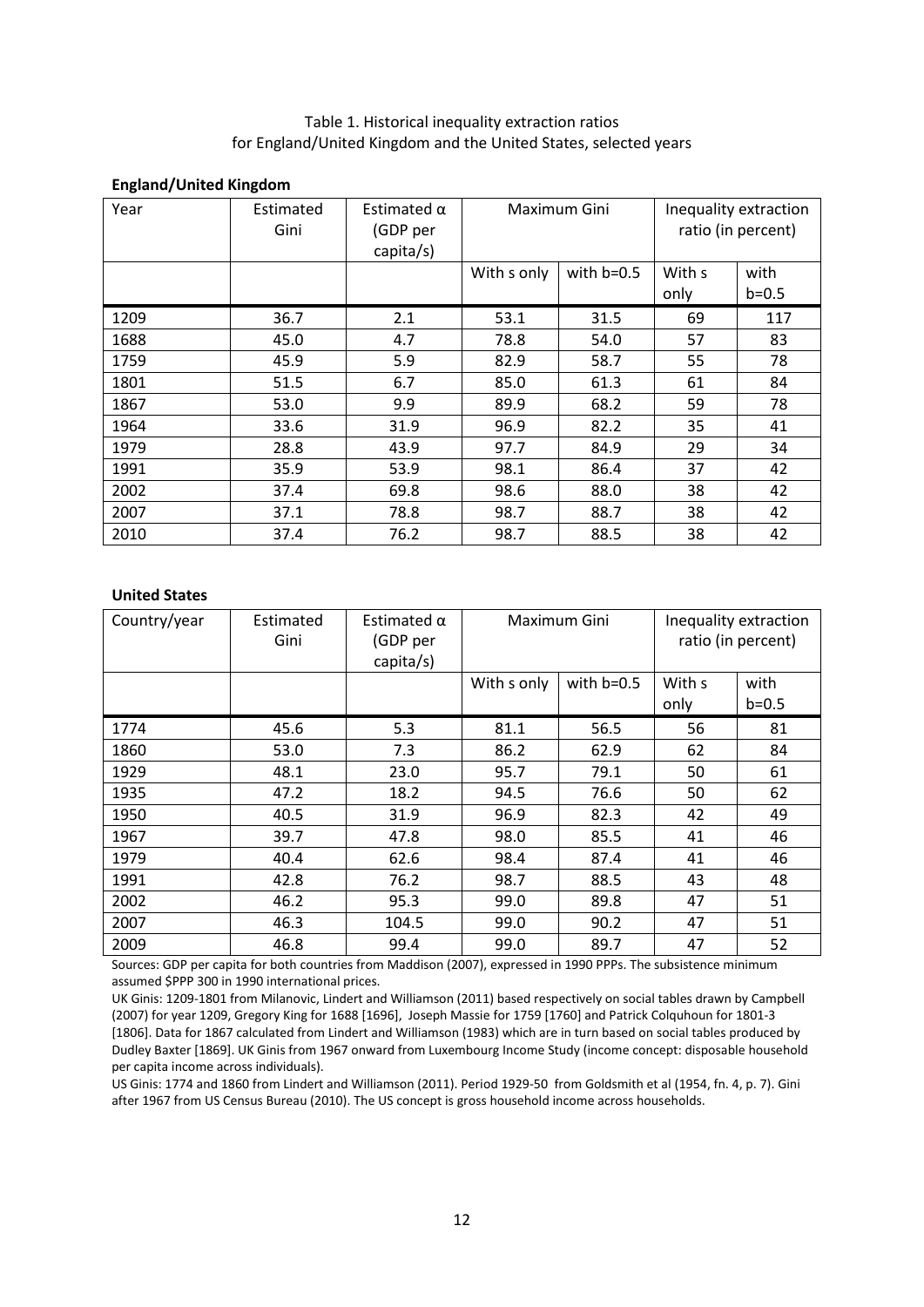Table 1. Historical inequality extraction ratios for England/United Kingdom and the United States, selected years

**England/United Kingdom**

| Year | Estimated Gini | Estimated α (GDP per capita/s) | Maximum Gini | | Inequality extraction ratio (in percent) | |
|---|---|---|---|---|---|---|
| | | | With s only | with b=0.5 | With s only | with b=0.5 |
| 1209 | 36.7 | 2.1 | 53.1 | 31.5 | 69 | 117 |
| 1688 | 45.0 | 4.7 | 78.8 | 54.0 | 57 | 83 |
| 1759 | 45.9 | 5.9 | 82.9 | 58.7 | 55 | 78 |
| 1801 | 51.5 | 6.7 | 85.0 | 61.3 | 61 | 84 |
| 1867 | 53.0 | 9.9 | 89.9 | 68.2 | 59 | 78 |
| 1964 | 33.6 | 31.9 | 96.9 | 82.2 | 35 | 41 |
| 1979 | 28.8 | 43.9 | 97.7 | 84.9 | 29 | 34 |
| 1991 | 35.9 | 53.9 | 98.1 | 86.4 | 37 | 42 |
| 2002 | 37.4 | 69.8 | 98.6 | 88.0 | 38 | 42 |
| 2007 | 37.1 | 78.8 | 98.7 | 88.7 | 38 | 42 |
| 2010 | 37.4 | 76.2 | 98.7 | 88.5 | 38 | 42 |

**United States**

| Country/year | Estimated Gini | Estimated α (GDP per capita/s) | Maximum Gini | | Inequality extraction ratio (in percent) | |
|---|---|---|---|---|---|---|
| | | | With s only | with b=0.5 | With s only | with b=0.5 |
| 1774 | 45.6 | 5.3 | 81.1 | 56.5 | 56 | 81 |
| 1860 | 53.0 | 7.3 | 86.2 | 62.9 | 62 | 84 |
| 1929 | 48.1 | 23.0 | 95.7 | 79.1 | 50 | 61 |
| 1935 | 47.2 | 18.2 | 94.5 | 76.6 | 50 | 62 |
| 1950 | 40.5 | 31.9 | 96.9 | 82.3 | 42 | 49 |
| 1967 | 39.7 | 47.8 | 98.0 | 85.5 | 41 | 46 |
| 1979 | 40.4 | 62.6 | 98.4 | 87.4 | 41 | 46 |
| 1991 | 42.8 | 76.2 | 98.7 | 88.5 | 43 | 48 |
| 2002 | 46.2 | 95.3 | 99.0 | 89.8 | 47 | 51 |
| 2007 | 46.3 | 104.5 | 99.0 | 90.2 | 47 | 51 |
| 2009 | 46.8 | 99.4 | 99.0 | 89.7 | 47 | 52 |

Sources: GDP per capita for both countries from Maddison (2007), expressed in 1990 PPPs. The subsistence minimum assumed $PPP 300 in 1990 international prices.

UK Ginis: 1209-1801 from Milanovic, Lindert and Williamson (2011) based respectively on social tables drawn by Campbell (2007) for year 1209, Gregory King for 1688 [1696], Joseph Massie for 1759 [1760] and Patrick Colquhoun for 1801-3 [1806]. Data for 1867 calculated from Lindert and Williamson (1983) which are in turn based on social tables produced by Dudley Baxter [1869]. UK Ginis from 1967 onward from Luxembourg Income Study (income concept: disposable household per capita income across individuals).

US Ginis: 1774 and 1860 from Lindert and Williamson (2011). Period 1929-50 from Goldsmith et al (1954, fn. 4, p. 7). Gini after 1967 from US Census Bureau (2010). The US concept is gross household income across households.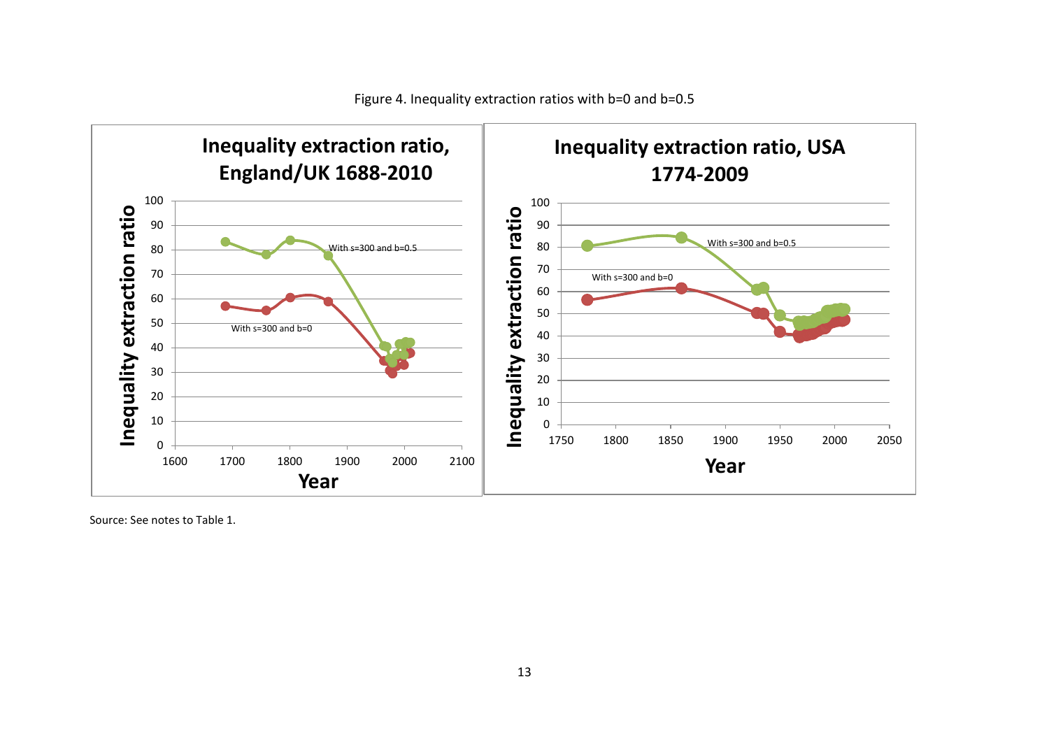Figure 4. Inequality extraction ratios with b=0 and b=0.5

Source: See notes to Table 1.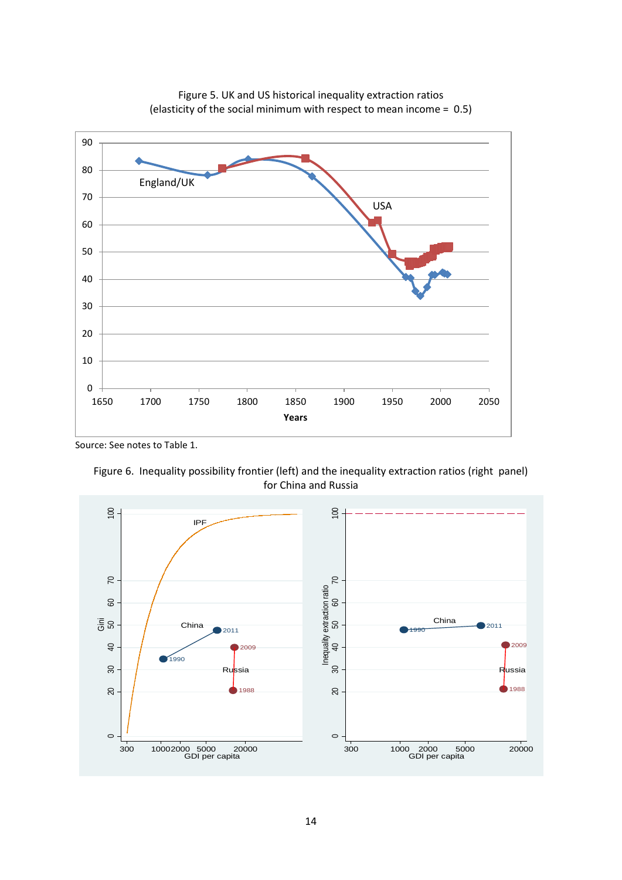Figure 5. UK and US historical inequality extraction ratios
(elasticity of the social minimum with respect to mean income = 0.5)

Source: See notes to Table 1.

Figure 6. Inequality possibility frontier (left) and the inequality extraction ratios (right panel) for China and Russia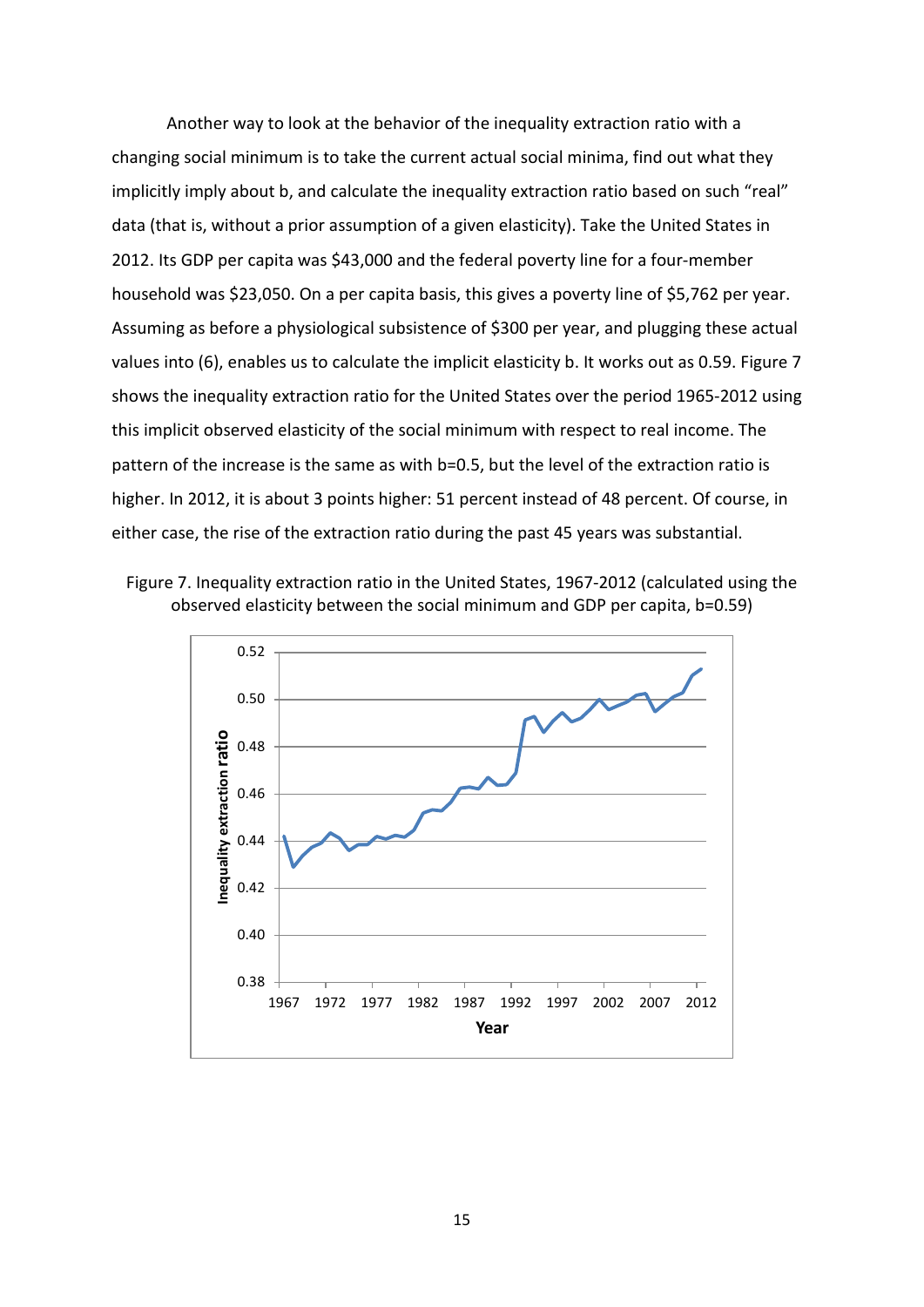Another way to look at the behavior of the inequality extraction ratio with a changing social minimum is to take the current actual social minima, find out what they implicitly imply about b, and calculate the inequality extraction ratio based on such "real" data (that is, without a prior assumption of a given elasticity). Take the United States in 2012. Its GDP per capita was $43,000 and the federal poverty line for a four-member household was $23,050. On a per capita basis, this gives a poverty line of $5,762 per year. Assuming as before a physiological subsistence of $300 per year, and plugging these actual values into (6), enables us to calculate the implicit elasticity b. It works out as 0.59. Figure 7 shows the inequality extraction ratio for the United States over the period 1965-2012 using this implicit observed elasticity of the social minimum with respect to real income. The pattern of the increase is the same as with b=0.5, but the level of the extraction ratio is higher. In 2012, it is about 3 points higher: 51 percent instead of 48 percent. Of course, in either case, the rise of the extraction ratio during the past 45 years was substantial.

Figure 7. Inequality extraction ratio in the United States, 1967-2012 (calculated using the observed elasticity between the social minimum and GDP per capita, b=0.59)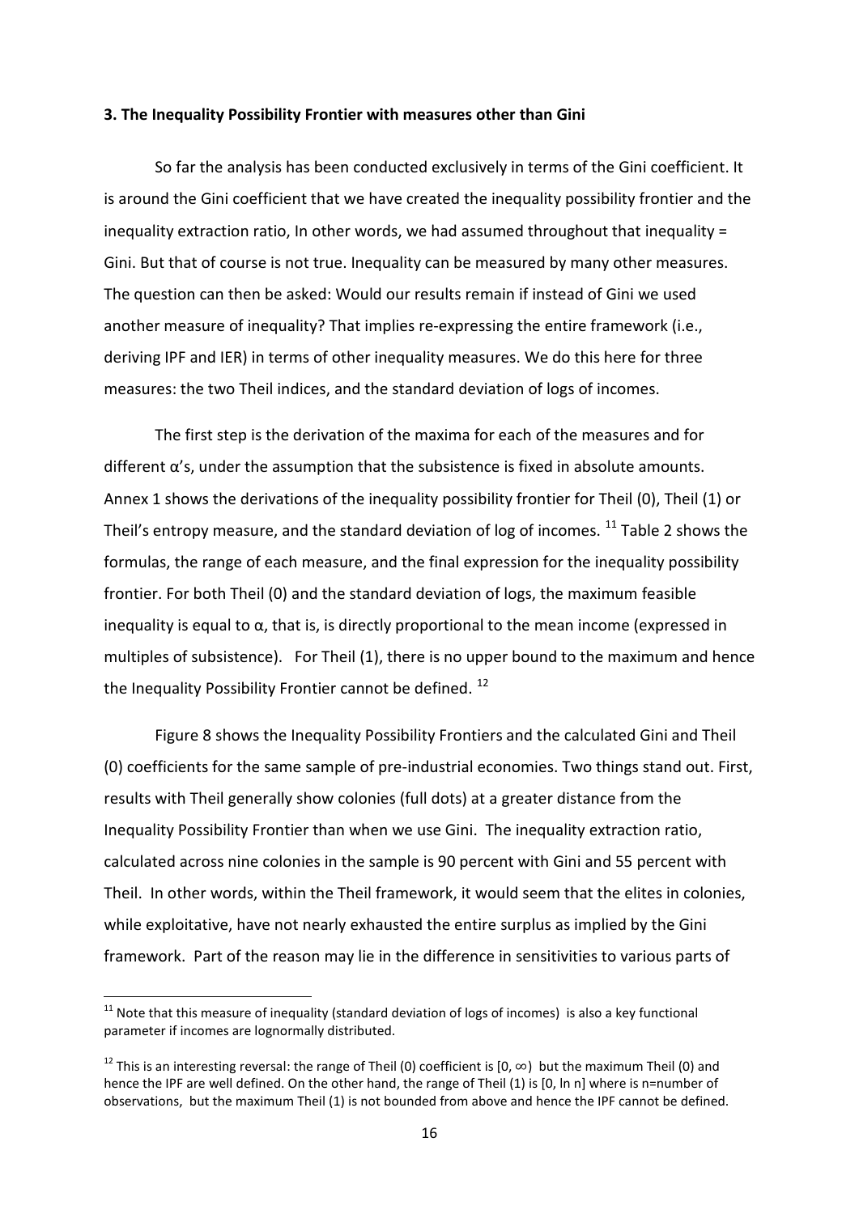### 3. The Inequality Possibility Frontier with measures other than Gini

So far the analysis has been conducted exclusively in terms of the Gini coefficient. It is around the Gini coefficient that we have created the inequality possibility frontier and the inequality extraction ratio, In other words, we had assumed throughout that inequality = Gini. But that of course is not true. Inequality can be measured by many other measures. The question can then be asked: Would our results remain if instead of Gini we used another measure of inequality? That implies re-expressing the entire framework (i.e., deriving IPF and IER) in terms of other inequality measures. We do this here for three measures: the two Theil indices, and the standard deviation of logs of incomes.

The first step is the derivation of the maxima for each of the measures and for different $\alpha$'s, under the assumption that the subsistence is fixed in absolute amounts. Annex 1 shows the derivations of the inequality possibility frontier for Theil (0), Theil (1) or Theil's entropy measure, and the standard deviation of log of incomes. [11] Table 2 shows the formulas, the range of each measure, and the final expression for the inequality possibility frontier. For both Theil (0) and the standard deviation of logs, the maximum feasible inequality is equal to $\alpha$, that is, is directly proportional to the mean income (expressed in multiples of subsistence). For Theil (1), there is no upper bound to the maximum and hence the Inequality Possibility Frontier cannot be defined. [12]

Figure 8 shows the Inequality Possibility Frontiers and the calculated Gini and Theil (0) coefficients for the same sample of pre-industrial economies. Two things stand out. First, results with Theil generally show colonies (full dots) at a greater distance from the Inequality Possibility Frontier than when we use Gini. The inequality extraction ratio, calculated across nine colonies in the sample is 90 percent with Gini and 55 percent with Theil. In other words, within the Theil framework, it would seem that the elites in colonies, while exploitative, have not nearly exhausted the entire surplus as implied by the Gini framework. Part of the reason may lie in the difference in sensitivities to various parts of

[11] Note that this measure of inequality (standard deviation of logs of incomes) is also a key functional parameter if incomes are lognormally distributed.

[12] This is an interesting reversal: the range of Theil (0) coefficient is $[0, \infty)$ but the maximum Theil (0) and hence the IPF are well defined. On the other hand, the range of Theil (1) is $[0, \ln n]$ where is n=number of observations, but the maximum Theil (1) is not bounded from above and hence the IPF cannot be defined.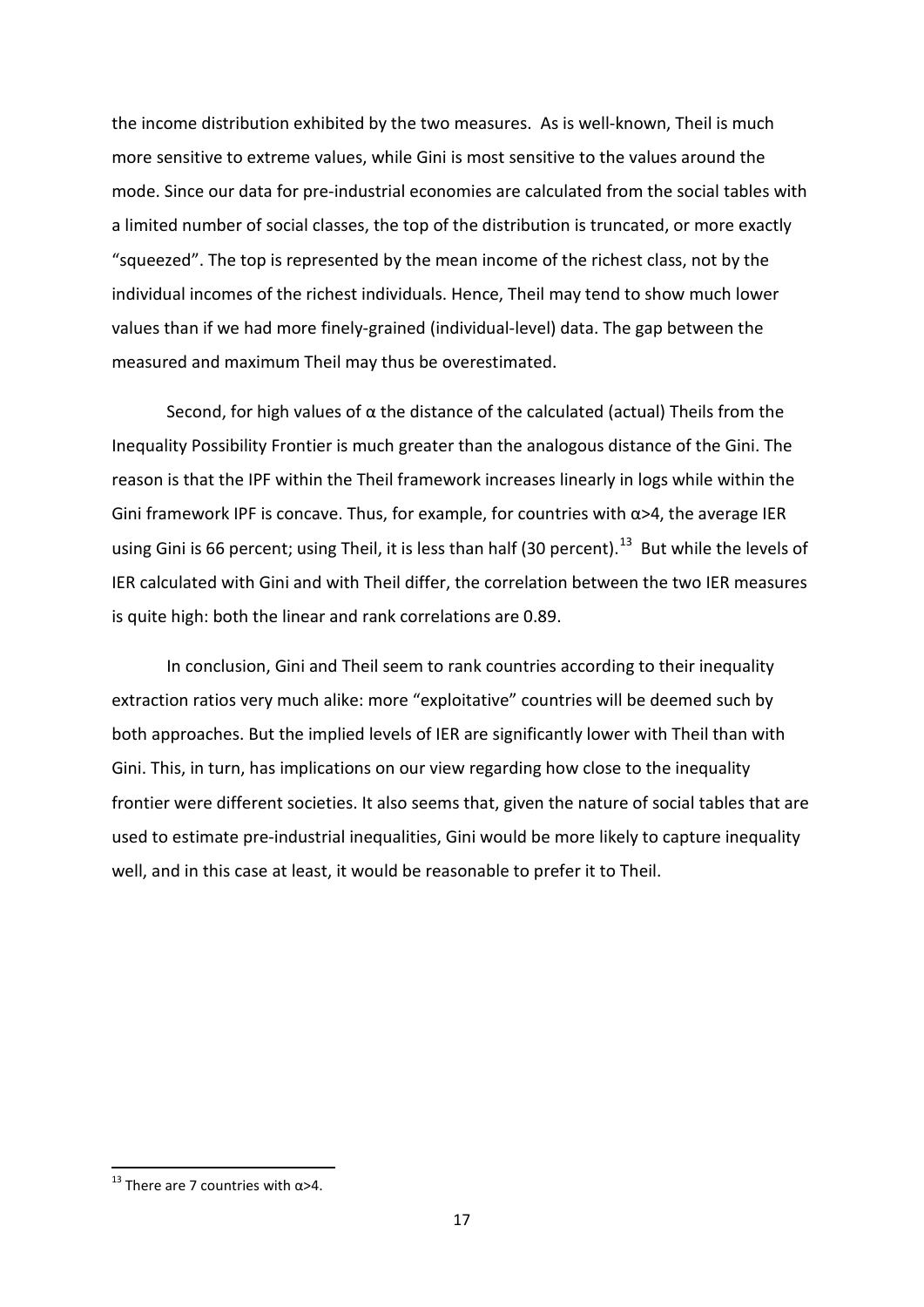the income distribution exhibited by the two measures. As is well-known, Theil is much more sensitive to extreme values, while Gini is most sensitive to the values around the mode. Since our data for pre-industrial economies are calculated from the social tables with a limited number of social classes, the top of the distribution is truncated, or more exactly "squeezed". The top is represented by the mean income of the richest class, not by the individual incomes of the richest individuals. Hence, Theil may tend to show much lower values than if we had more finely-grained (individual-level) data. The gap between the measured and maximum Theil may thus be overestimated.

Second, for high values of $\alpha$ the distance of the calculated (actual) Theils from the Inequality Possibility Frontier is much greater than the analogous distance of the Gini. The reason is that the IPF within the Theil framework increases linearly in logs while within the Gini framework IPF is concave. Thus, for example, for countries with $\alpha>4$, the average IER using Gini is 66 percent; using Theil, it is less than half (30 percent).[13] But while the levels of IER calculated with Gini and with Theil differ, the correlation between the two IER measures is quite high: both the linear and rank correlations are 0.89.

In conclusion, Gini and Theil seem to rank countries according to their inequality extraction ratios very much alike: more "exploitative" countries will be deemed such by both approaches. But the implied levels of IER are significantly lower with Theil than with Gini. This, in turn, has implications on our view regarding how close to the inequality frontier were different societies. It also seems that, given the nature of social tables that are used to estimate pre-industrial inequalities, Gini would be more likely to capture inequality well, and in this case at least, it would be reasonable to prefer it to Theil.

[13] There are 7 countries with $\alpha>4$.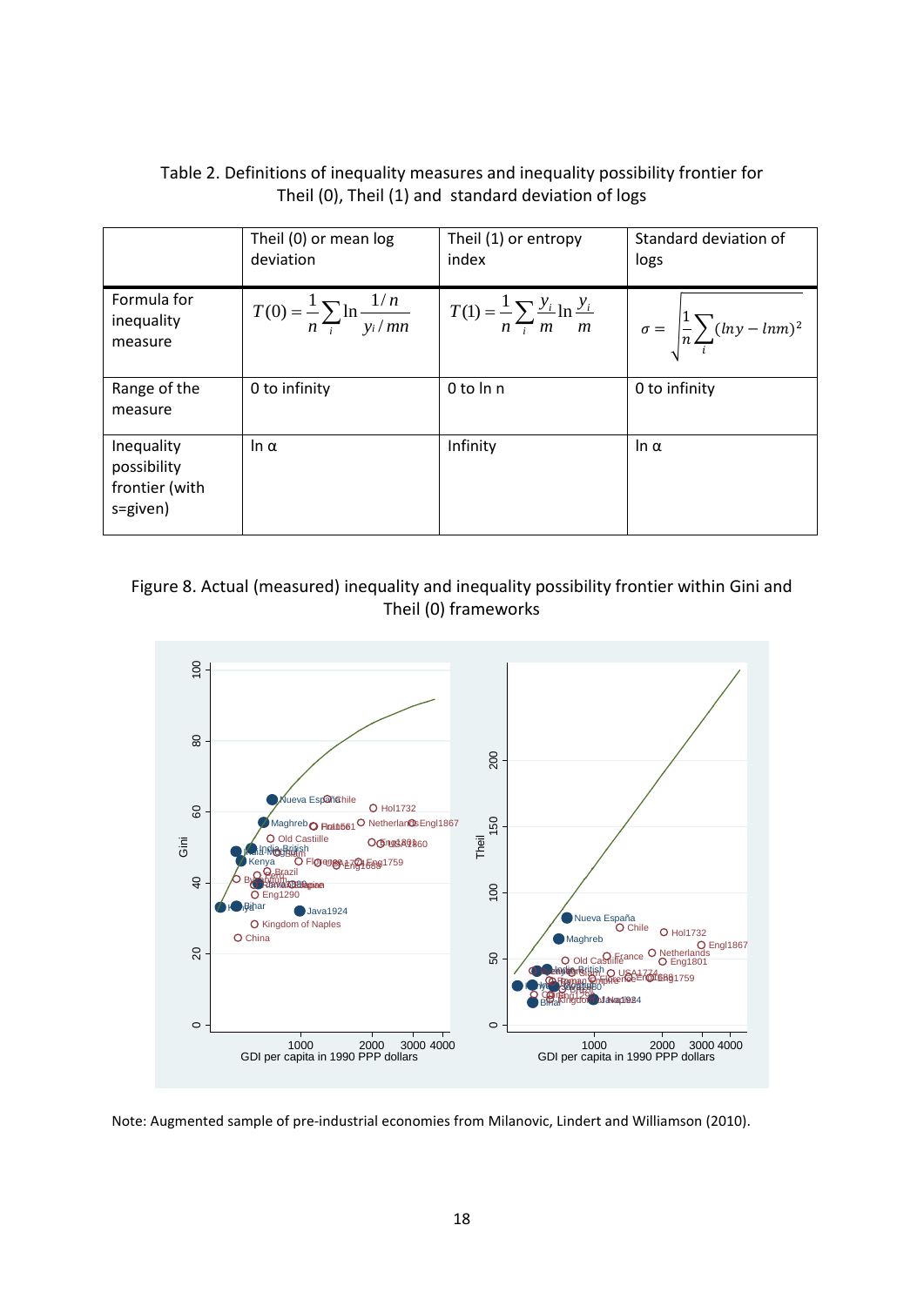Table 2. Definitions of inequality measures and inequality possibility frontier for Theil (0), Theil (1) and standard deviation of logs

| | Theil (0) or mean log deviation | Theil (1) or entropy index | Standard deviation of logs |
|---|---|---|---|
| Formula for inequality measure | $T(0) = \frac{1}{n}\sum_i \ln \frac{1/n}{y_i / mn}$ | $T(1) = \frac{1}{n}\sum_i \frac{y_i}{m} \ln \frac{y_i}{m}$ | $\sigma = \sqrt{\frac{1}{n}\sum_i (\ln y - \ln m)^2}$ |
| Range of the measure | 0 to infinity | 0 to ln n | 0 to infinity |
| Inequality possibility frontier (with s=given) | ln α | Infinity | ln α |

Figure 8. Actual (measured) inequality and inequality possibility frontier within Gini and Theil (0) frameworks

Note: Augmented sample of pre-industrial economies from Milanovic, Lindert and Williamson (2010).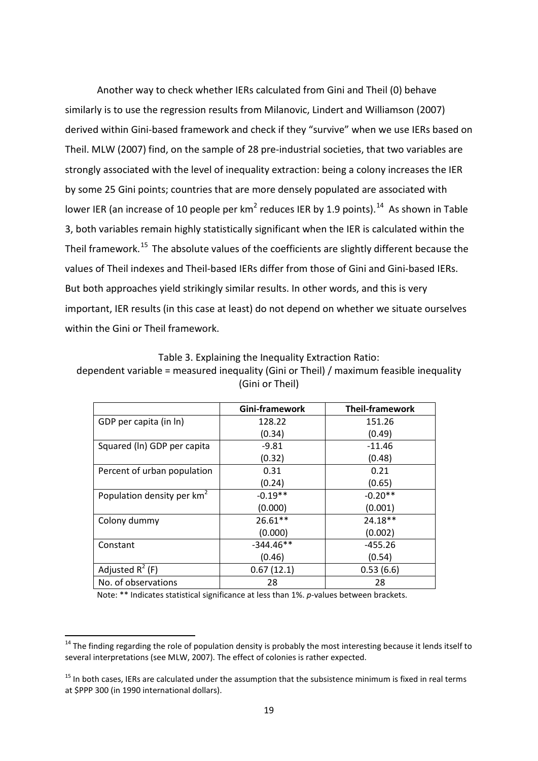Another way to check whether IERs calculated from Gini and Theil (0) behave similarly is to use the regression results from Milanovic, Lindert and Williamson (2007) derived within Gini-based framework and check if they "survive" when we use IERs based on Theil. MLW (2007) find, on the sample of 28 pre-industrial societies, that two variables are strongly associated with the level of inequality extraction: being a colony increases the IER by some 25 Gini points; countries that are more densely populated are associated with lower IER (an increase of 10 people per $km^2$ reduces IER by 1.9 points).[14] As shown in Table 3, both variables remain highly statistically significant when the IER is calculated within the Theil framework.[15] The absolute values of the coefficients are slightly different because the values of Theil indexes and Theil-based IERs differ from those of Gini and Gini-based IERs. But both approaches yield strikingly similar results. In other words, and this is very important, IER results (in this case at least) do not depend on whether we situate ourselves within the Gini or Theil framework.

Table 3. Explaining the Inequality Extraction Ratio:
dependent variable = measured inequality (Gini or Theil) / maximum feasible inequality (Gini or Theil)

| | **Gini-framework** | **Theil-framework** |
|---|---|---|
| GDP per capita (in ln) | 128.22 | 151.26 |
| | (0.34) | (0.49) |
| Squared (ln) GDP per capita | -9.81 | -11.46 |
| | (0.32) | (0.48) |
| Percent of urban population | 0.31 | 0.21 |
| | (0.24) | (0.65) |
| Population density per $km^2$ | -0.19** | -0.20** |
| | (0.000) | (0.001) |
| Colony dummy | 26.61** | 24.18** |
| | (0.000) | (0.002) |
| Constant | -344.46** | -455.26 |
| | (0.46) | (0.54) |
| Adjusted $R^2$ (F) | 0.67 (12.1) | 0.53 (6.6) |
| No. of observations | 28 | 28 |

Note: ** Indicates statistical significance at less than 1%. *p*-values between brackets.

[14] The finding regarding the role of population density is probably the most interesting because it lends itself to several interpretations (see MLW, 2007). The effect of colonies is rather expected.

[15] In both cases, IERs are calculated under the assumption that the subsistence minimum is fixed in real terms at $PPP 300 (in 1990 international dollars).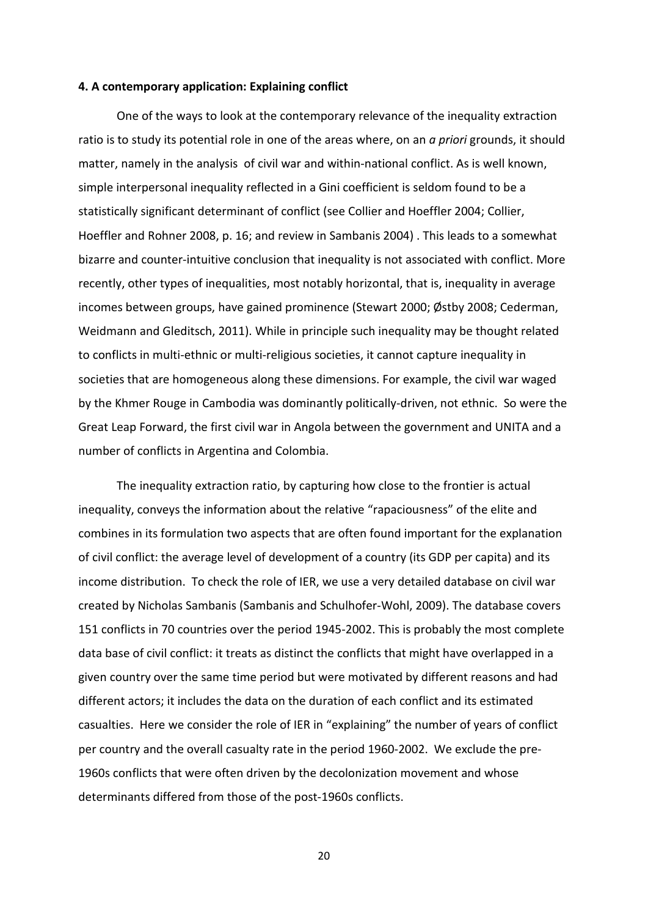#### 4. A contemporary application: Explaining conflict

One of the ways to look at the contemporary relevance of the inequality extraction ratio is to study its potential role in one of the areas where, on an *a priori* grounds, it should matter, namely in the analysis of civil war and within-national conflict. As is well known, simple interpersonal inequality reflected in a Gini coefficient is seldom found to be a statistically significant determinant of conflict (see Collier and Hoeffler 2004; Collier, Hoeffler and Rohner 2008, p. 16; and review in Sambanis 2004) . This leads to a somewhat bizarre and counter-intuitive conclusion that inequality is not associated with conflict. More recently, other types of inequalities, most notably horizontal, that is, inequality in average incomes between groups, have gained prominence (Stewart 2000; Østby 2008; Cederman, Weidmann and Gleditsch, 2011). While in principle such inequality may be thought related to conflicts in multi-ethnic or multi-religious societies, it cannot capture inequality in societies that are homogeneous along these dimensions. For example, the civil war waged by the Khmer Rouge in Cambodia was dominantly politically-driven, not ethnic. So were the Great Leap Forward, the first civil war in Angola between the government and UNITA and a number of conflicts in Argentina and Colombia.

The inequality extraction ratio, by capturing how close to the frontier is actual inequality, conveys the information about the relative "rapaciousness" of the elite and combines in its formulation two aspects that are often found important for the explanation of civil conflict: the average level of development of a country (its GDP per capita) and its income distribution. To check the role of IER, we use a very detailed database on civil war created by Nicholas Sambanis (Sambanis and Schulhofer-Wohl, 2009). The database covers 151 conflicts in 70 countries over the period 1945-2002. This is probably the most complete data base of civil conflict: it treats as distinct the conflicts that might have overlapped in a given country over the same time period but were motivated by different reasons and had different actors; it includes the data on the duration of each conflict and its estimated casualties. Here we consider the role of IER in "explaining" the number of years of conflict per country and the overall casualty rate in the period 1960-2002. We exclude the pre-1960s conflicts that were often driven by the decolonization movement and whose determinants differed from those of the post-1960s conflicts.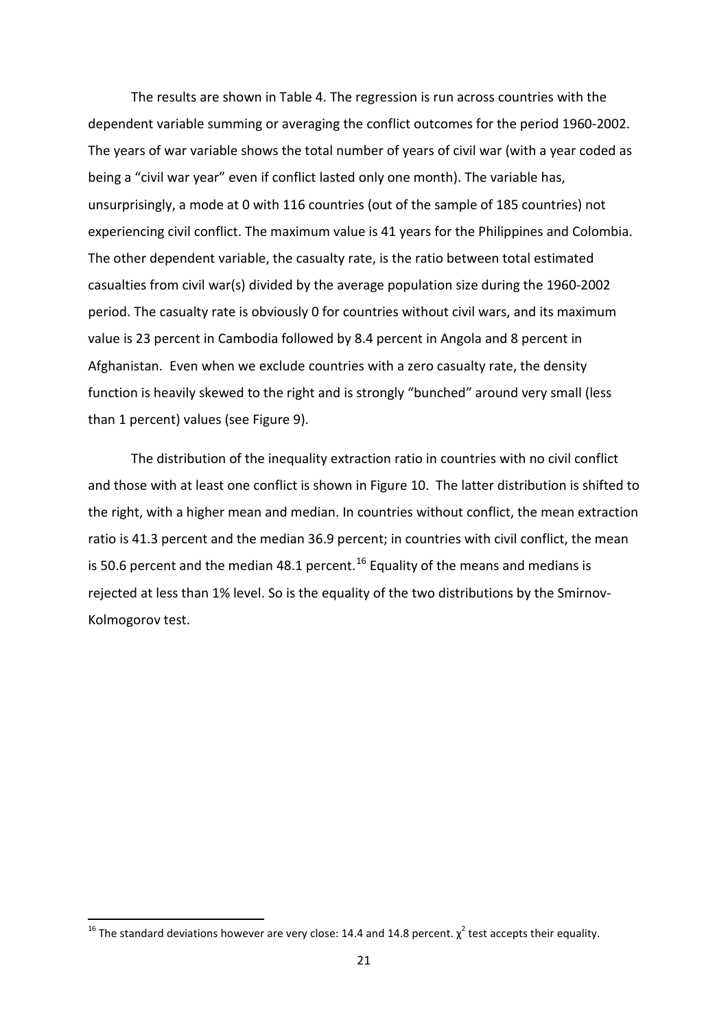The results are shown in Table 4. The regression is run across countries with the dependent variable summing or averaging the conflict outcomes for the period 1960-2002. The years of war variable shows the total number of years of civil war (with a year coded as being a "civil war year" even if conflict lasted only one month). The variable has, unsurprisingly, a mode at 0 with 116 countries (out of the sample of 185 countries) not experiencing civil conflict. The maximum value is 41 years for the Philippines and Colombia. The other dependent variable, the casualty rate, is the ratio between total estimated casualties from civil war(s) divided by the average population size during the 1960-2002 period. The casualty rate is obviously 0 for countries without civil wars, and its maximum value is 23 percent in Cambodia followed by 8.4 percent in Angola and 8 percent in Afghanistan. Even when we exclude countries with a zero casualty rate, the density function is heavily skewed to the right and is strongly "bunched" around very small (less than 1 percent) values (see Figure 9).

The distribution of the inequality extraction ratio in countries with no civil conflict and those with at least one conflict is shown in Figure 10. The latter distribution is shifted to the right, with a higher mean and median. In countries without conflict, the mean extraction ratio is 41.3 percent and the median 36.9 percent; in countries with civil conflict, the mean is 50.6 percent and the median 48.1 percent.[16] Equality of the means and medians is rejected at less than 1% level. So is the equality of the two distributions by the Smirnov-Kolmogorov test.

[16] The standard deviations however are very close: 14.4 and 14.8 percent. $\chi^2$ test accepts their equality.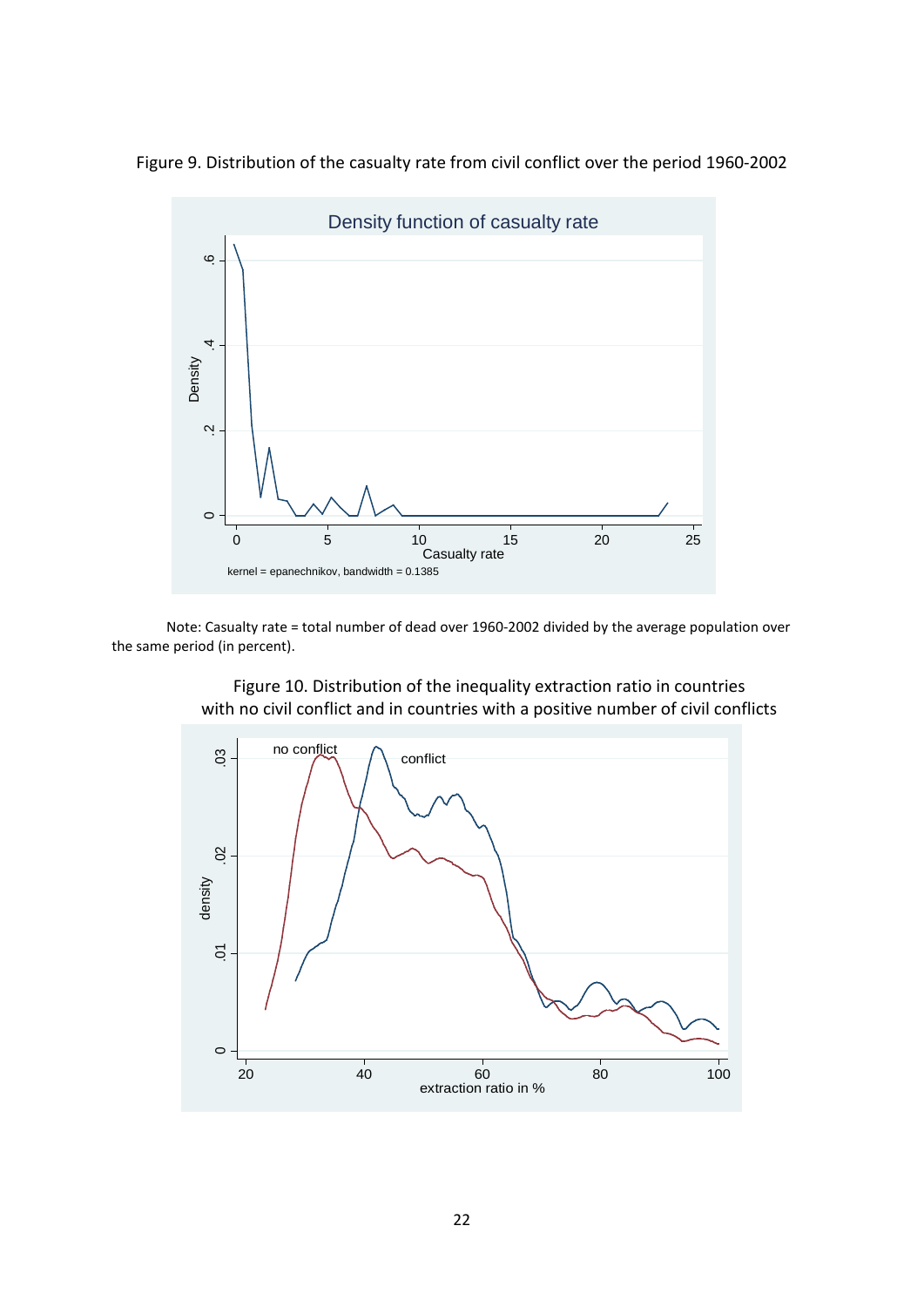Figure 9. Distribution of the casualty rate from civil conflict over the period 1960-2002

Note: Casualty rate = total number of dead over 1960-2002 divided by the average population over the same period (in percent).

Figure 10. Distribution of the inequality extraction ratio in countries with no civil conflict and in countries with a positive number of civil conflicts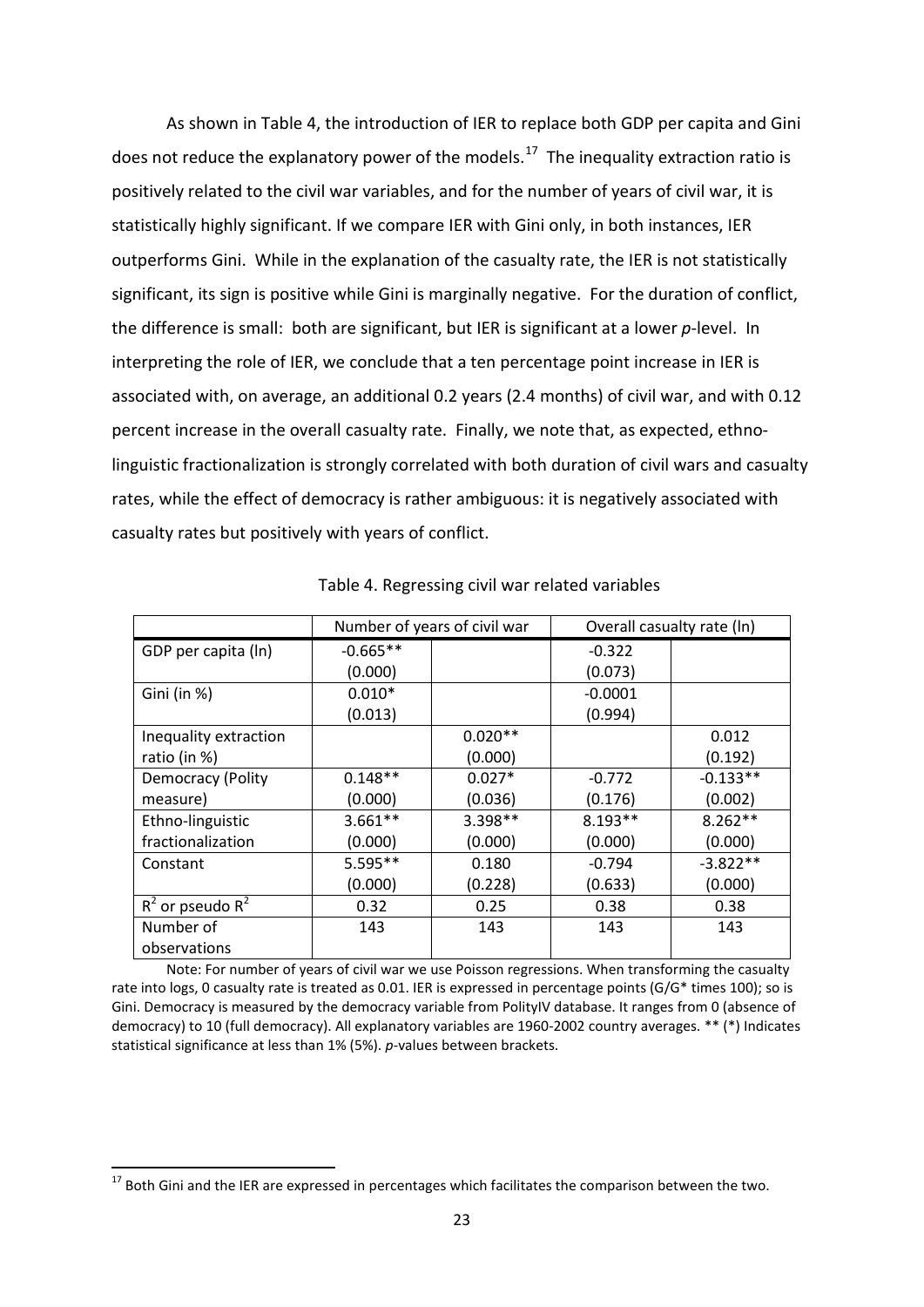As shown in Table 4, the introduction of IER to replace both GDP per capita and Gini does not reduce the explanatory power of the models.[17] The inequality extraction ratio is positively related to the civil war variables, and for the number of years of civil war, it is statistically highly significant. If we compare IER with Gini only, in both instances, IER outperforms Gini. While in the explanation of the casualty rate, the IER is not statistically significant, its sign is positive while Gini is marginally negative. For the duration of conflict, the difference is small: both are significant, but IER is significant at a lower *p*-level. In interpreting the role of IER, we conclude that a ten percentage point increase in IER is associated with, on average, an additional 0.2 years (2.4 months) of civil war, and with 0.12 percent increase in the overall casualty rate. Finally, we note that, as expected, ethno-linguistic fractionalization is strongly correlated with both duration of civil wars and casualty rates, while the effect of democracy is rather ambiguous: it is negatively associated with casualty rates but positively with years of conflict.

Table 4. Regressing civil war related variables

| | Number of years of civil war | | Overall casualty rate (ln) | |
|---|---|---|---|---|
| GDP per capita (ln) | -0.665** | | -0.322 | |
| | (0.000) | | (0.073) | |
| Gini (in %) | 0.010* | | -0.0001 | |
| | (0.013) | | (0.994) | |
| Inequality extraction ratio (in %) | | 0.020** | | 0.012 |
| | | (0.000) | | (0.192) |
| Democracy (Polity measure) | 0.148** | 0.027* | -0.772 | -0.133** |
| | (0.000) | (0.036) | (0.176) | (0.002) |
| Ethno-linguistic fractionalization | 3.661** | 3.398** | 8.193** | 8.262** |
| | (0.000) | (0.000) | (0.000) | (0.000) |
| Constant | 5.595** | 0.180 | -0.794 | -3.822** |
| | (0.000) | (0.228) | (0.633) | (0.000) |
| $R^2$ or pseudo $R^2$ | 0.32 | 0.25 | 0.38 | 0.38 |
| Number of observations | 143 | 143 | 143 | 143 |

Note: For number of years of civil war we use Poisson regressions. When transforming the casualty rate into logs, 0 casualty rate is treated as 0.01. IER is expressed in percentage points (G/G* times 100); so is Gini. Democracy is measured by the democracy variable from PolityIV database. It ranges from 0 (absence of democracy) to 10 (full democracy). All explanatory variables are 1960-2002 country averages. ** (*) Indicates statistical significance at less than 1% (5%). *p*-values between brackets.

[17] Both Gini and the IER are expressed in percentages which facilitates the comparison between the two.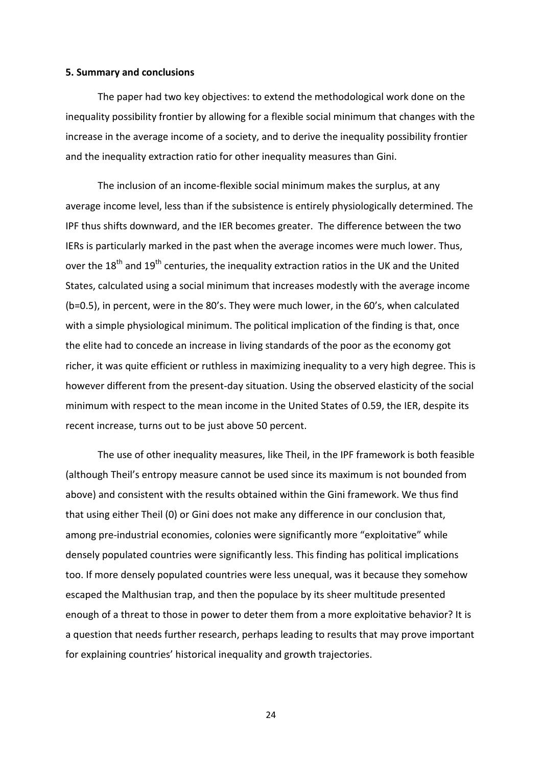**5. Summary and conclusions**

The paper had two key objectives: to extend the methodological work done on the inequality possibility frontier by allowing for a flexible social minimum that changes with the increase in the average income of a society, and to derive the inequality possibility frontier and the inequality extraction ratio for other inequality measures than Gini.

The inclusion of an income-flexible social minimum makes the surplus, at any average income level, less than if the subsistence is entirely physiologically determined. The IPF thus shifts downward, and the IER becomes greater. The difference between the two IERs is particularly marked in the past when the average incomes were much lower. Thus, over the $18^{th}$ and $19^{th}$ centuries, the inequality extraction ratios in the UK and the United States, calculated using a social minimum that increases modestly with the average income (b=0.5), in percent, were in the 80's. They were much lower, in the 60's, when calculated with a simple physiological minimum. The political implication of the finding is that, once the elite had to concede an increase in living standards of the poor as the economy got richer, it was quite efficient or ruthless in maximizing inequality to a very high degree. This is however different from the present-day situation. Using the observed elasticity of the social minimum with respect to the mean income in the United States of 0.59, the IER, despite its recent increase, turns out to be just above 50 percent.

The use of other inequality measures, like Theil, in the IPF framework is both feasible (although Theil's entropy measure cannot be used since its maximum is not bounded from above) and consistent with the results obtained within the Gini framework. We thus find that using either Theil (0) or Gini does not make any difference in our conclusion that, among pre-industrial economies, colonies were significantly more "exploitative" while densely populated countries were significantly less. This finding has political implications too. If more densely populated countries were less unequal, was it because they somehow escaped the Malthusian trap, and then the populace by its sheer multitude presented enough of a threat to those in power to deter them from a more exploitative behavior? It is a question that needs further research, perhaps leading to results that may prove important for explaining countries' historical inequality and growth trajectories.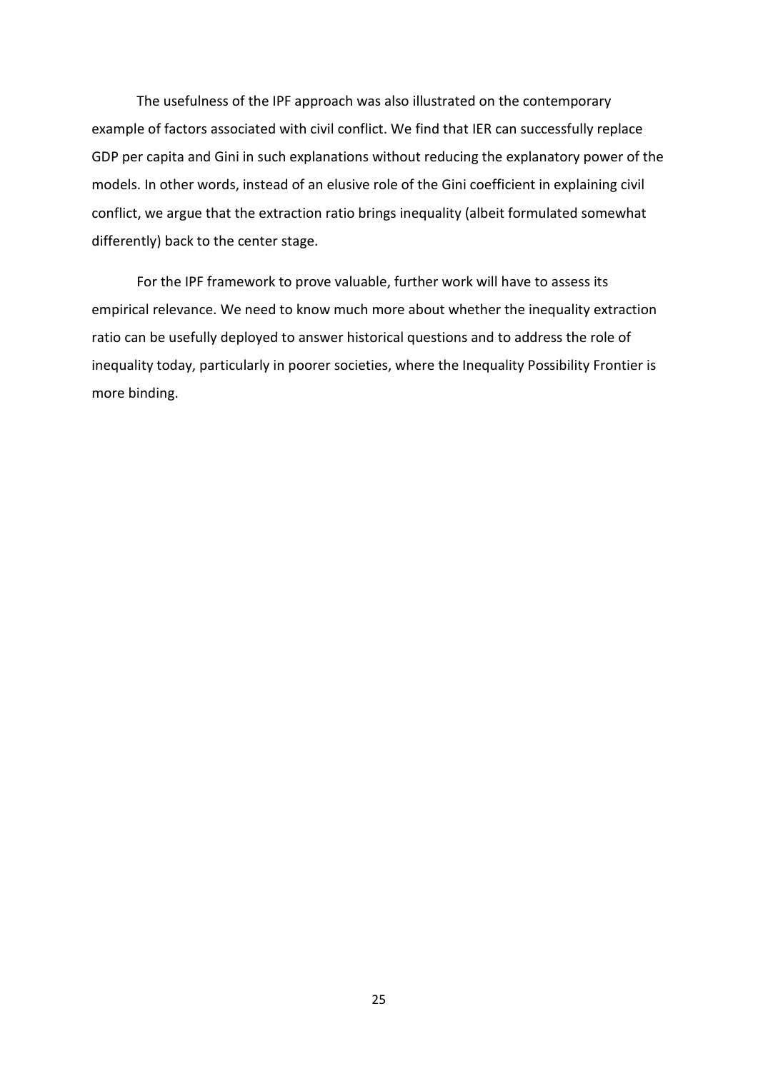The usefulness of the IPF approach was also illustrated on the contemporary example of factors associated with civil conflict. We find that IER can successfully replace GDP per capita and Gini in such explanations without reducing the explanatory power of the models. In other words, instead of an elusive role of the Gini coefficient in explaining civil conflict, we argue that the extraction ratio brings inequality (albeit formulated somewhat differently) back to the center stage.

For the IPF framework to prove valuable, further work will have to assess its empirical relevance. We need to know much more about whether the inequality extraction ratio can be usefully deployed to answer historical questions and to address the role of inequality today, particularly in poorer societies, where the Inequality Possibility Frontier is more binding.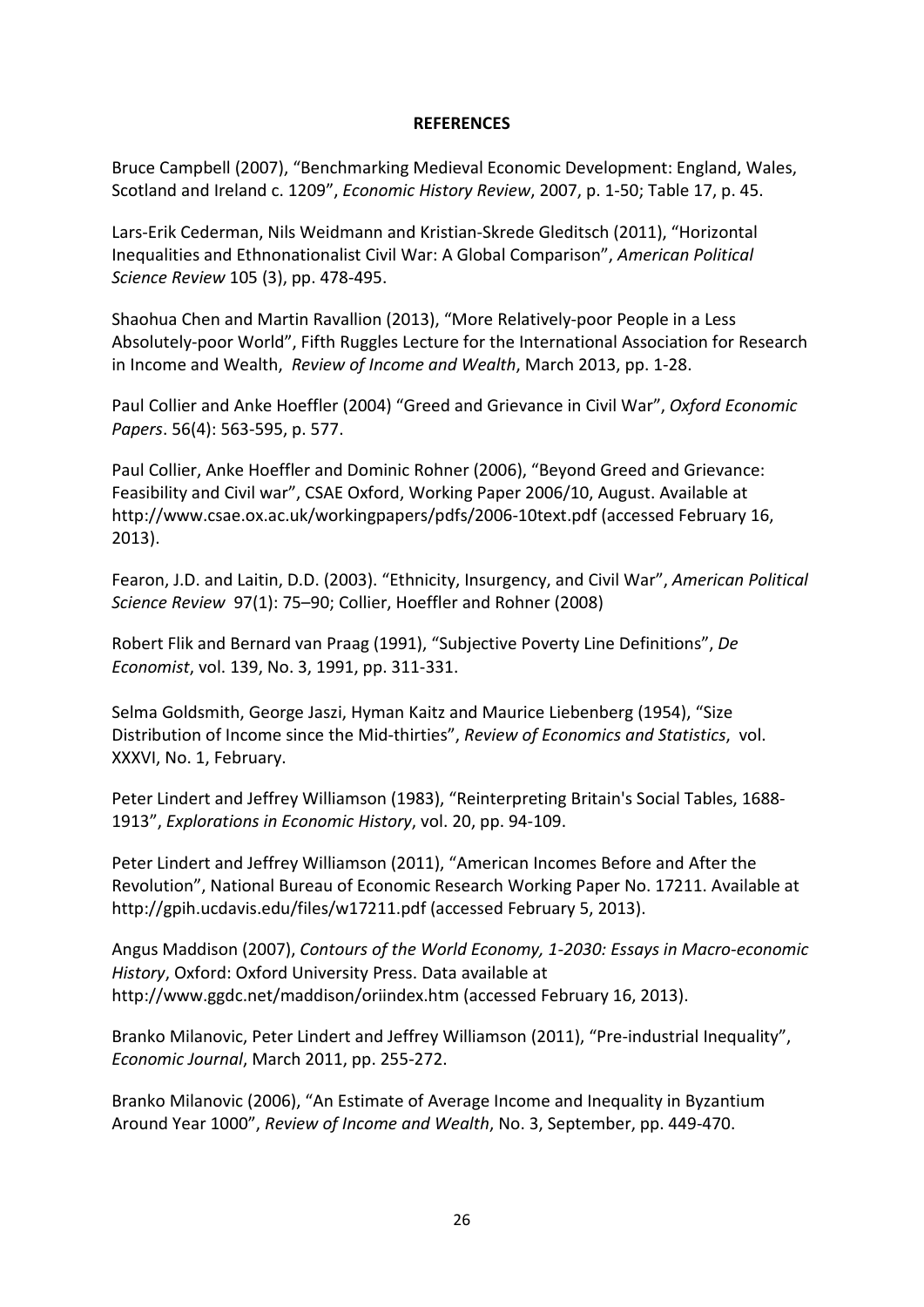**REFERENCES**

Bruce Campbell (2007), "Benchmarking Medieval Economic Development: England, Wales, Scotland and Ireland c. 1209", *Economic History Review*, 2007, p. 1-50; Table 17, p. 45.

Lars-Erik Cederman, Nils Weidmann and Kristian-Skrede Gleditsch (2011), "Horizontal Inequalities and Ethnonationalist Civil War: A Global Comparison", *American Political Science Review* 105 (3), pp. 478-495.

Shaohua Chen and Martin Ravallion (2013), "More Relatively-poor People in a Less Absolutely-poor World", Fifth Ruggles Lecture for the International Association for Research in Income and Wealth, *Review of Income and Wealth*, March 2013, pp. 1-28.

Paul Collier and Anke Hoeffler (2004) "Greed and Grievance in Civil War", *Oxford Economic Papers*. 56(4): 563-595, p. 577.

Paul Collier, Anke Hoeffler and Dominic Rohner (2006), "Beyond Greed and Grievance: Feasibility and Civil war", CSAE Oxford, Working Paper 2006/10, August. Available at http://www.csae.ox.ac.uk/workingpapers/pdfs/2006-10text.pdf (accessed February 16, 2013).

Fearon, J.D. and Laitin, D.D. (2003). "Ethnicity, Insurgency, and Civil War", *American Political Science Review* 97(1): 75–90; Collier, Hoeffler and Rohner (2008)

Robert Flik and Bernard van Praag (1991), "Subjective Poverty Line Definitions", *De Economist*, vol. 139, No. 3, 1991, pp. 311-331.

Selma Goldsmith, George Jaszi, Hyman Kaitz and Maurice Liebenberg (1954), "Size Distribution of Income since the Mid-thirties", *Review of Economics and Statistics*, vol. XXXVI, No. 1, February.

Peter Lindert and Jeffrey Williamson (1983), "Reinterpreting Britain's Social Tables, 1688-1913", *Explorations in Economic History*, vol. 20, pp. 94-109.

Peter Lindert and Jeffrey Williamson (2011), "American Incomes Before and After the Revolution", National Bureau of Economic Research Working Paper No. 17211. Available at http://gpih.ucdavis.edu/files/w17211.pdf (accessed February 5, 2013).

Angus Maddison (2007), *Contours of the World Economy, 1-2030: Essays in Macro-economic History*, Oxford: Oxford University Press. Data available at http://www.ggdc.net/maddison/oriindex.htm (accessed February 16, 2013).

Branko Milanovic, Peter Lindert and Jeffrey Williamson (2011), "Pre-industrial Inequality", *Economic Journal*, March 2011, pp. 255-272.

Branko Milanovic (2006), "An Estimate of Average Income and Inequality in Byzantium Around Year 1000", *Review of Income and Wealth*, No. 3, September, pp. 449-470.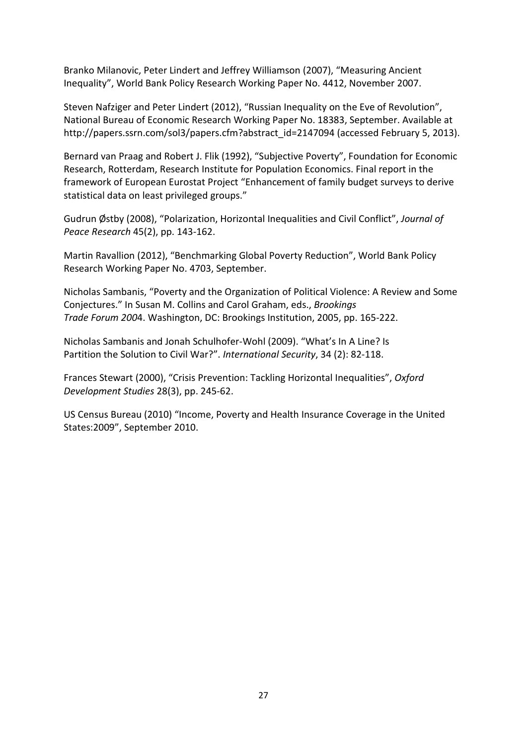Branko Milanovic, Peter Lindert and Jeffrey Williamson (2007), "Measuring Ancient Inequality", World Bank Policy Research Working Paper No. 4412, November 2007.

Steven Nafziger and Peter Lindert (2012), "Russian Inequality on the Eve of Revolution", National Bureau of Economic Research Working Paper No. 18383, September. Available at http://papers.ssrn.com/sol3/papers.cfm?abstract_id=2147094 (accessed February 5, 2013).

Bernard van Praag and Robert J. Flik (1992), "Subjective Poverty", Foundation for Economic Research, Rotterdam, Research Institute for Population Economics. Final report in the framework of European Eurostat Project "Enhancement of family budget surveys to derive statistical data on least privileged groups."

Gudrun Østby (2008), "Polarization, Horizontal Inequalities and Civil Conflict", *Journal of Peace Research* 45(2), pp. 143-162.

Martin Ravallion (2012), "Benchmarking Global Poverty Reduction", World Bank Policy Research Working Paper No. 4703, September.

Nicholas Sambanis, "Poverty and the Organization of Political Violence: A Review and Some Conjectures." In Susan M. Collins and Carol Graham, eds., *Brookings Trade Forum 200*4. Washington, DC: Brookings Institution, 2005, pp. 165-222.

Nicholas Sambanis and Jonah Schulhofer-Wohl (2009). "What's In A Line? Is Partition the Solution to Civil War?". *International Security*, 34 (2): 82-118.

Frances Stewart (2000), "Crisis Prevention: Tackling Horizontal Inequalities", *Oxford Development Studies* 28(3), pp. 245-62.

US Census Bureau (2010) "Income, Poverty and Health Insurance Coverage in the United States:2009", September 2010.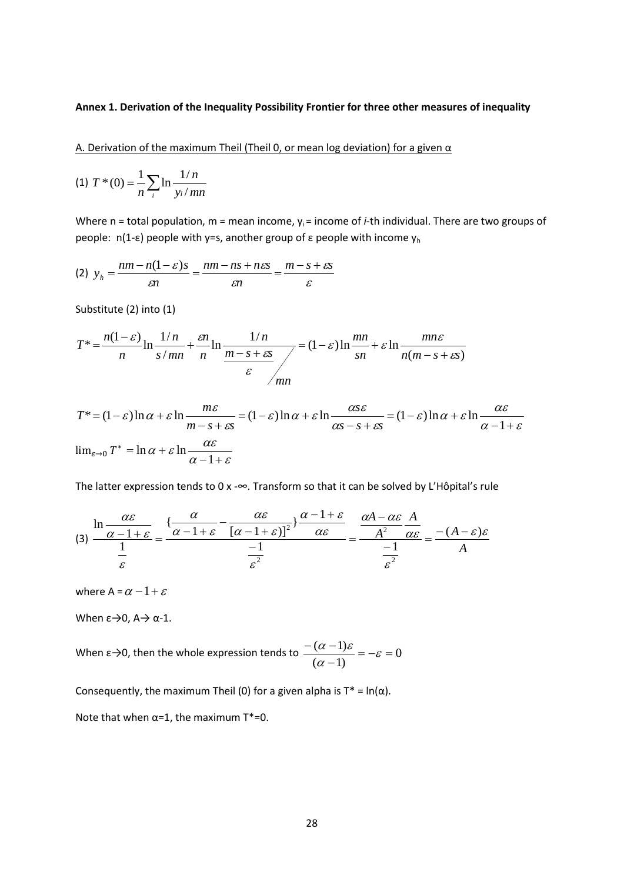**Annex 1. Derivation of the Inequality Possibility Frontier for three other measures of inequality**

A. Derivation of the maximum Theil (Theil 0, or mean log deviation) for a given α

(1) $T^*(0) = \frac{1}{n}\sum_i \ln \frac{1/n}{y_i / mn}$

Where n = total population, m = mean income, $y_i$ = income of *i*-th individual. There are two groups of people: n(1-ε) people with y=s, another group of ε people with income $y_h$

(2) $y_h = \frac{nm - n(1-\varepsilon)s}{\varepsilon n} = \frac{nm - ns + n\varepsilon s}{\varepsilon n} = \frac{m - s + \varepsilon s}{\varepsilon}$

Substitute (2) into (1)

$$T^* = \frac{n(1-\varepsilon)}{n}\ln\frac{1/n}{s/mn} + \frac{\varepsilon n}{n}\ln\frac{1/n}{\frac{m-s+\varepsilon s}{\varepsilon}\Big/ mn} = (1-\varepsilon)\ln\frac{mn}{sn} + \varepsilon \ln\frac{mn\varepsilon}{n(m-s+\varepsilon s)}$$

$$T^* = (1-\varepsilon)\ln\alpha + \varepsilon\ln\frac{m\varepsilon}{m-s+\varepsilon s} = (1-\varepsilon)\ln\alpha + \varepsilon\ln\frac{\alpha s\varepsilon}{\alpha s - s + \varepsilon s} = (1-\varepsilon)\ln\alpha + \varepsilon\ln\frac{\alpha\varepsilon}{\alpha - 1 + \varepsilon}$$

$$\lim_{\varepsilon\to 0} T^* = \ln\alpha + \varepsilon\ln\frac{\alpha\varepsilon}{\alpha-1+\varepsilon}$$

The latter expression tends to 0 x -∞. Transform so that it can be solved by L'Hôpital's rule

(3) $$\frac{\ln\frac{\alpha\varepsilon}{\alpha-1+\varepsilon}}{\frac{1}{\varepsilon}} = \frac{\left\{\frac{\alpha}{\alpha-1+\varepsilon} - \frac{\alpha\varepsilon}{[\alpha-1+\varepsilon)]^2}\right\}\frac{\alpha-1+\varepsilon}{\alpha\varepsilon}}{\frac{-1}{\varepsilon^2}} = \frac{\frac{\alpha A - \alpha\varepsilon}{A^2}\frac{A}{\alpha\varepsilon}}{\frac{-1}{\varepsilon^2}} = \frac{-(A-\varepsilon)\varepsilon}{A}$$

where $A = \alpha - 1 + \varepsilon$

When ε→0, A→ α-1.

When ε→0, then the whole expression tends to $\frac{-(\alpha-1)\varepsilon}{(\alpha-1)} = -\varepsilon = 0$

Consequently, the maximum Theil (0) for a given alpha is $T^* = \ln(\alpha)$.

Note that when α=1, the maximum $T^*=0$.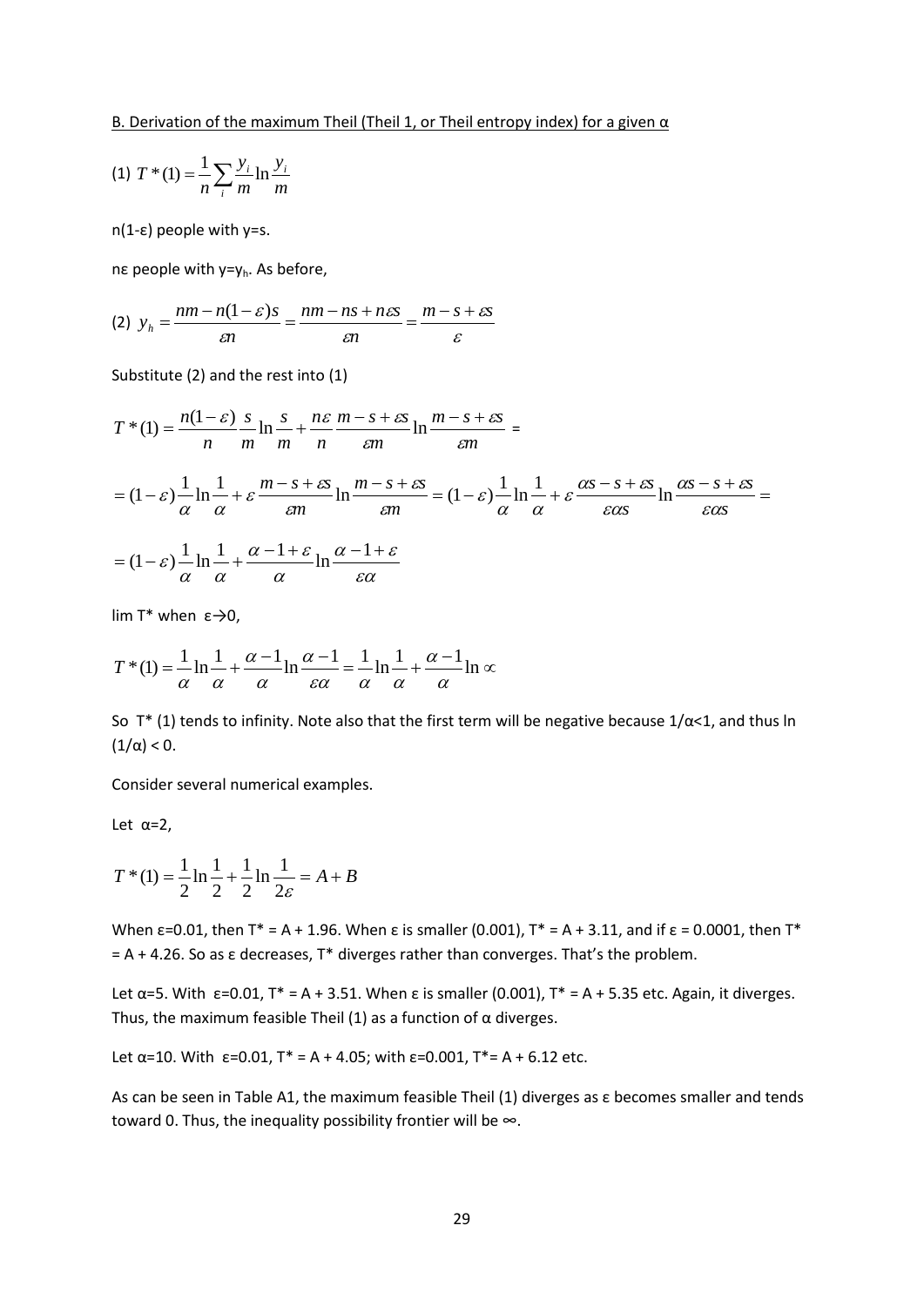B. Derivation of the maximum Theil (Theil 1, or Theil entropy index) for a given α

(1) $T^*(1) = \frac{1}{n}\sum_i \frac{y_i}{m} \ln \frac{y_i}{m}$

n(1-ε) people with y=s.

nε people with $y=y_h$. As before,

(2) $y_h = \frac{nm - n(1-\varepsilon)s}{\varepsilon n} = \frac{nm - ns + n\varepsilon s}{\varepsilon n} = \frac{m - s + \varepsilon s}{\varepsilon}$

Substitute (2) and the rest into (1)

$$T^*(1) = \frac{n(1-\varepsilon)}{n} \frac{s}{m} \ln \frac{s}{m} + \frac{n\varepsilon}{n} \frac{m - s + \varepsilon s}{\varepsilon m} \ln \frac{m - s + \varepsilon s}{\varepsilon m} =$$

$$= (1-\varepsilon)\frac{1}{\alpha}\ln\frac{1}{\alpha} + \varepsilon \frac{m - s + \varepsilon s}{\varepsilon m} \ln \frac{m - s + \varepsilon s}{\varepsilon m} = (1-\varepsilon)\frac{1}{\alpha}\ln\frac{1}{\alpha} + \varepsilon \frac{\alpha s - s + \varepsilon s}{\varepsilon \alpha s} \ln \frac{\alpha s - s + \varepsilon s}{\varepsilon \alpha s} =$$

$$= (1-\varepsilon)\frac{1}{\alpha}\ln\frac{1}{\alpha} + \frac{\alpha - 1 + \varepsilon}{\alpha} \ln \frac{\alpha - 1 + \varepsilon}{\varepsilon \alpha}$$

lim T* when ε→0,

$$T^*(1) = \frac{1}{\alpha}\ln\frac{1}{\alpha} + \frac{\alpha-1}{\alpha}\ln\frac{\alpha-1}{\varepsilon\alpha} = \frac{1}{\alpha}\ln\frac{1}{\alpha} + \frac{\alpha-1}{\alpha}\ln\infty$$

So T* (1) tends to infinity. Note also that the first term will be negative because 1/α<1, and thus ln (1/α) < 0.

Consider several numerical examples.

Let α=2,

$$T^*(1) = \frac{1}{2}\ln\frac{1}{2} + \frac{1}{2}\ln\frac{1}{2\varepsilon} = A + B$$

When ε=0.01, then T* = A + 1.96. When ε is smaller (0.001), T* = A + 3.11, and if ε = 0.0001, then T* = A + 4.26. So as ε decreases, T* diverges rather than converges. That's the problem.

Let α=5. With ε=0.01, T* = A + 3.51. When ε is smaller (0.001), T* = A + 5.35 etc. Again, it diverges. Thus, the maximum feasible Theil (1) as a function of α diverges.

Let α=10. With ε=0.01, T* = A + 4.05; with ε=0.001, T*= A + 6.12 etc.

As can be seen in Table A1, the maximum feasible Theil (1) diverges as ε becomes smaller and tends toward 0. Thus, the inequality possibility frontier will be ∞.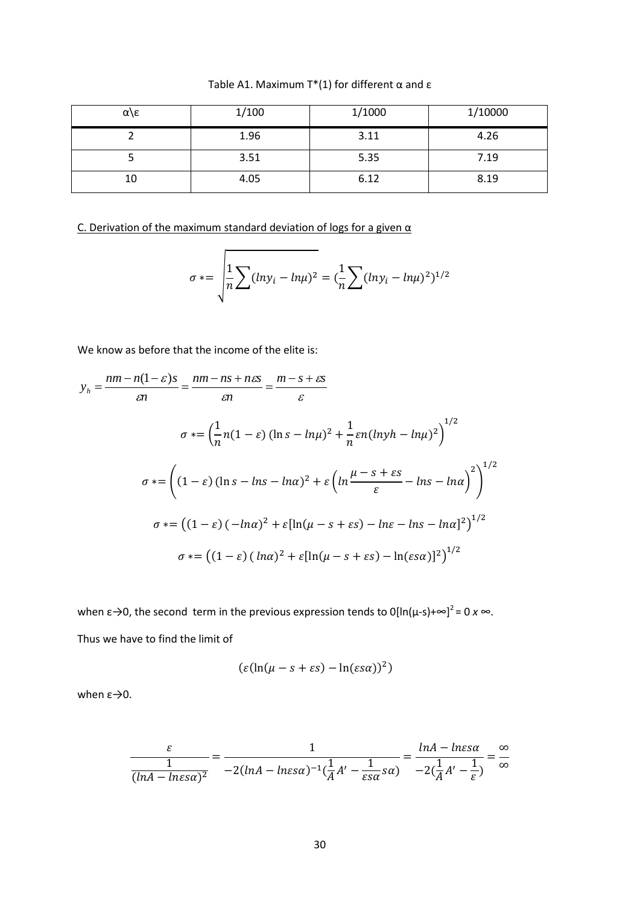Table A1. Maximum T*(1) for different α and ε

| α\ε | 1/100 | 1/1000 | 1/10000 |
|---|---|---|---|
| 2 | 1.96 | 3.11 | 4.26 |
| 5 | 3.51 | 5.35 | 7.19 |
| 10 | 4.05 | 6.12 | 8.19 |

C. Derivation of the maximum standard deviation of logs for a given α

$$\sigma *= \sqrt{\frac{1}{n}\sum(lny_i - ln\mu)^2} = (\frac{1}{n}\sum(lny_i - ln\mu)^2)^{1/2}$$

We know as before that the income of the elite is:

$$y_h = \frac{nm - n(1-\varepsilon)s}{\varepsilon n} = \frac{nm - ns + n\varepsilon s}{\varepsilon n} = \frac{m - s + \varepsilon s}{\varepsilon}$$

$$\sigma *= \left(\frac{1}{n}n(1-\varepsilon)(\ln s - ln\mu)^2 + \frac{1}{n}\varepsilon n(lnyh - ln\mu)^2\right)^{1/2}$$

$$\sigma *= \left((1-\varepsilon)(\ln s - lns - ln\alpha)^2 + \varepsilon\left(ln\frac{\mu - s + \varepsilon s}{\varepsilon} - lns - ln\alpha\right)^2\right)^{1/2}$$

$$\sigma *= \left((1-\varepsilon)(-ln\alpha)^2 + \varepsilon[\ln(\mu - s + \varepsilon s) - ln\varepsilon - lns - ln\alpha]^2\right)^{1/2}$$

$$\sigma *= \left((1-\varepsilon)(ln\alpha)^2 + \varepsilon[\ln(\mu - s + \varepsilon s) - \ln(\varepsilon s\alpha)]^2\right)^{1/2}$$

when ε→0, the second term in the previous expression tends to $0[\ln(\mu\text{-}s)+\infty]^2 = 0 \times \infty$.

Thus we have to find the limit of

$$(\varepsilon(\ln(\mu - s + \varepsilon s) - \ln(\varepsilon s\alpha))^2)$$

when ε→0.

$$\frac{\varepsilon}{\frac{1}{(lnA - ln\varepsilon s\alpha)^2}} = \frac{1}{-2(lnA - ln\varepsilon s\alpha)^{-1}(\frac{1}{A}A' - \frac{1}{\varepsilon s\alpha}s\alpha)} = \frac{lnA - ln\varepsilon s\alpha}{-2(\frac{1}{A}A' - \frac{1}{\varepsilon})} = \frac{\infty}{\infty}$$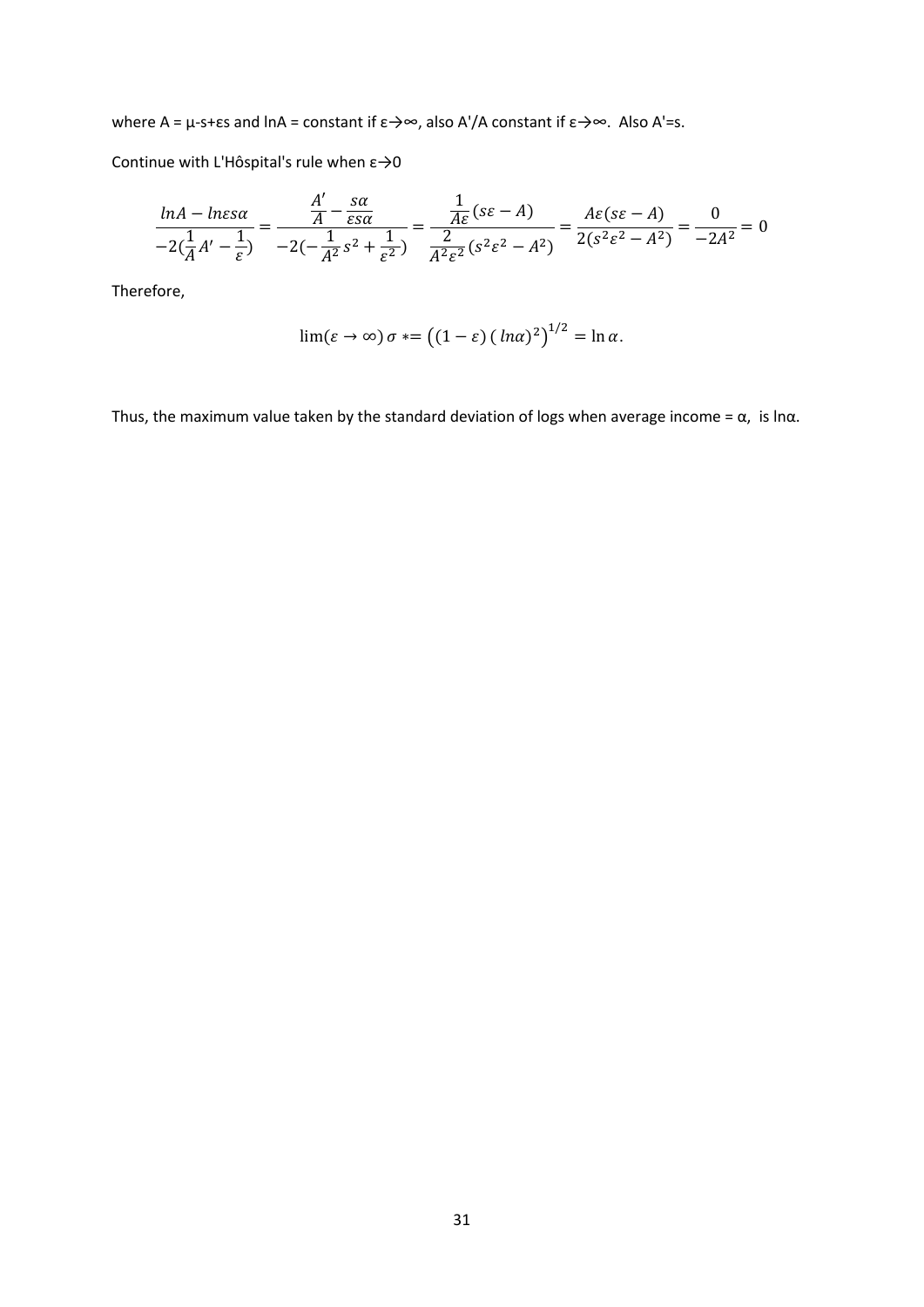where $A = \mu - s + \varepsilon s$ and $\ln A$ = constant if $\varepsilon \to \infty$, also $A'/A$ constant if $\varepsilon \to \infty$. Also $A' = s$.

Continue with L'Hôspital's rule when $\varepsilon \to 0$

$$\frac{\ln A - \ln \varepsilon s \alpha}{-2(\frac{1}{A}A' - \frac{1}{\varepsilon})} = \frac{\frac{A'}{A} - \frac{s\alpha}{\varepsilon s \alpha}}{-2(-\frac{1}{A^2}s^2 + \frac{1}{\varepsilon^2})} = \frac{\frac{1}{A\varepsilon}(s\varepsilon - A)}{\frac{2}{A^2\varepsilon^2}(s^2\varepsilon^2 - A^2)} = \frac{A\varepsilon(s\varepsilon - A)}{2(s^2\varepsilon^2 - A^2)} = \frac{0}{-2A^2} = 0$$

Therefore,

$$\lim(\varepsilon \to \infty)\, \sigma *= \left((1-\varepsilon)\,(\ln\alpha)^2\right)^{1/2} = \ln\alpha.$$

Thus, the maximum value taken by the standard deviation of logs when average income = $\alpha$, is $\ln\alpha$.